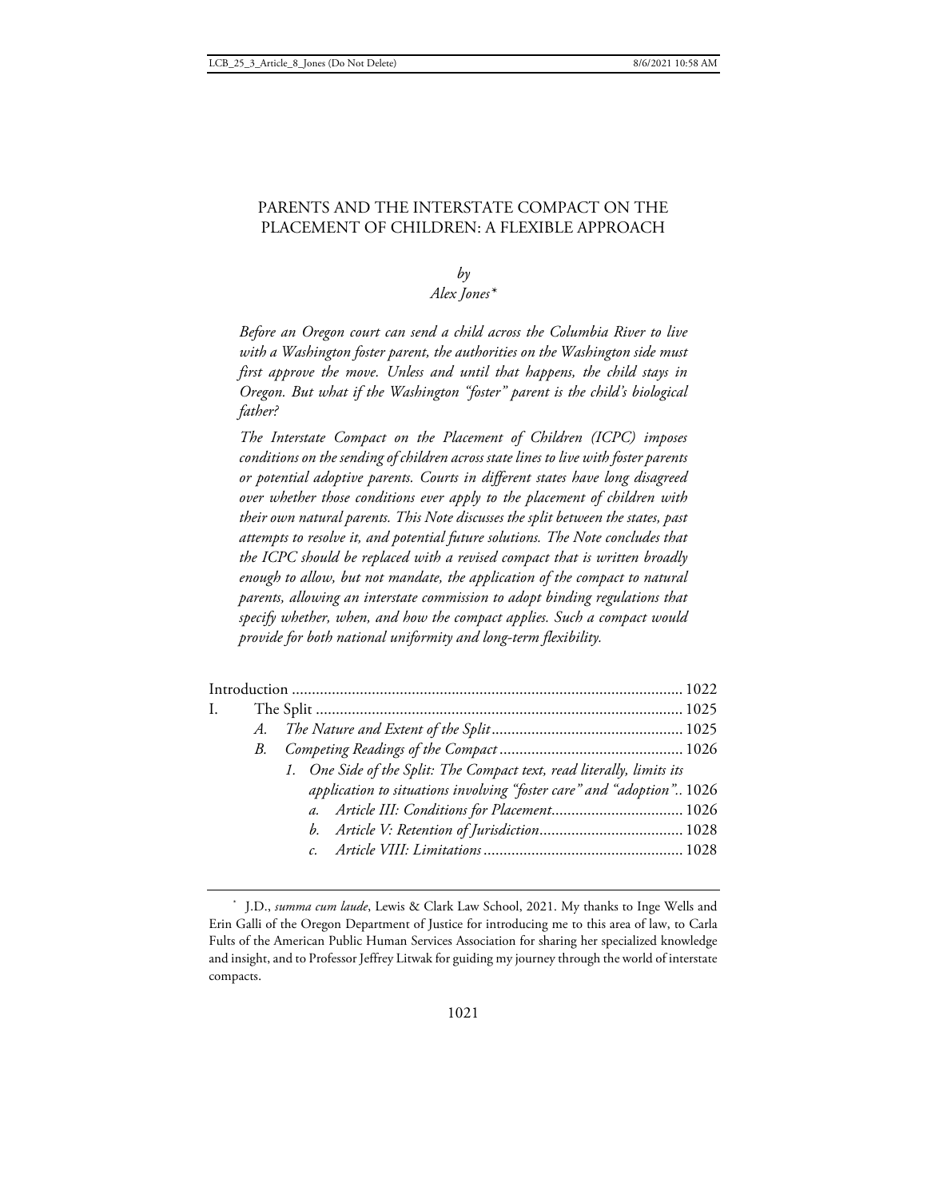# PARENTS AND THE INTERSTATE COMPACT ON THE PLACEMENT OF CHILDREN: A FLEXIBLE APPROACH

*by*

*Alex Jones**

*Before an Oregon court can send a child across the Columbia River to live with a Washington foster parent, the authorities on the Washington side must first approve the move. Unless and until that happens, the child stays in Oregon. But what if the Washington "foster" parent is the child's biological father?*

*The Interstate Compact on the Placement of Children (ICPC) imposes conditions on the sending of children across state lines to live with foster parents or potential adoptive parents. Courts in different states have long disagreed over whether those conditions ever apply to the placement of children with their own natural parents. This Note discusses the split between the states, past attempts to resolve it, and potential future solutions. The Note concludes that the ICPC should be replaced with a revised compact that is written broadly enough to allow, but not mandate, the application of the compact to natural parents, allowing an interstate commission to adopt binding regulations that specify whether, when, and how the compact applies. Such a compact would provide for both national uniformity and long-term flexibility.*

Introduction ..... 1022

I. The Split ..... 1025

- A. *The Nature and Extent of the Split* ..... 1025
- B. *Competing Readings of the Compact* ..... 1026
  - 1. *One Side of the Split: The Compact text, read literally, limits its application to situations involving "foster care" and "adoption"* ..... 1026
    - a. *Article III: Conditions for Placement* ..... 1026
    - b. *Article V: Retention of Jurisdiction* ..... 1028
    - c. *Article VIII: Limitations* ..... 1028

---

\* J.D., *summa cum laude*, Lewis & Clark Law School, 2021. My thanks to Inge Wells and Erin Galli of the Oregon Department of Justice for introducing me to this area of law, to Carla Fults of the American Public Human Services Association for sharing her specialized knowledge and insight, and to Professor Jeffrey Litwak for guiding my journey through the world of interstate compacts.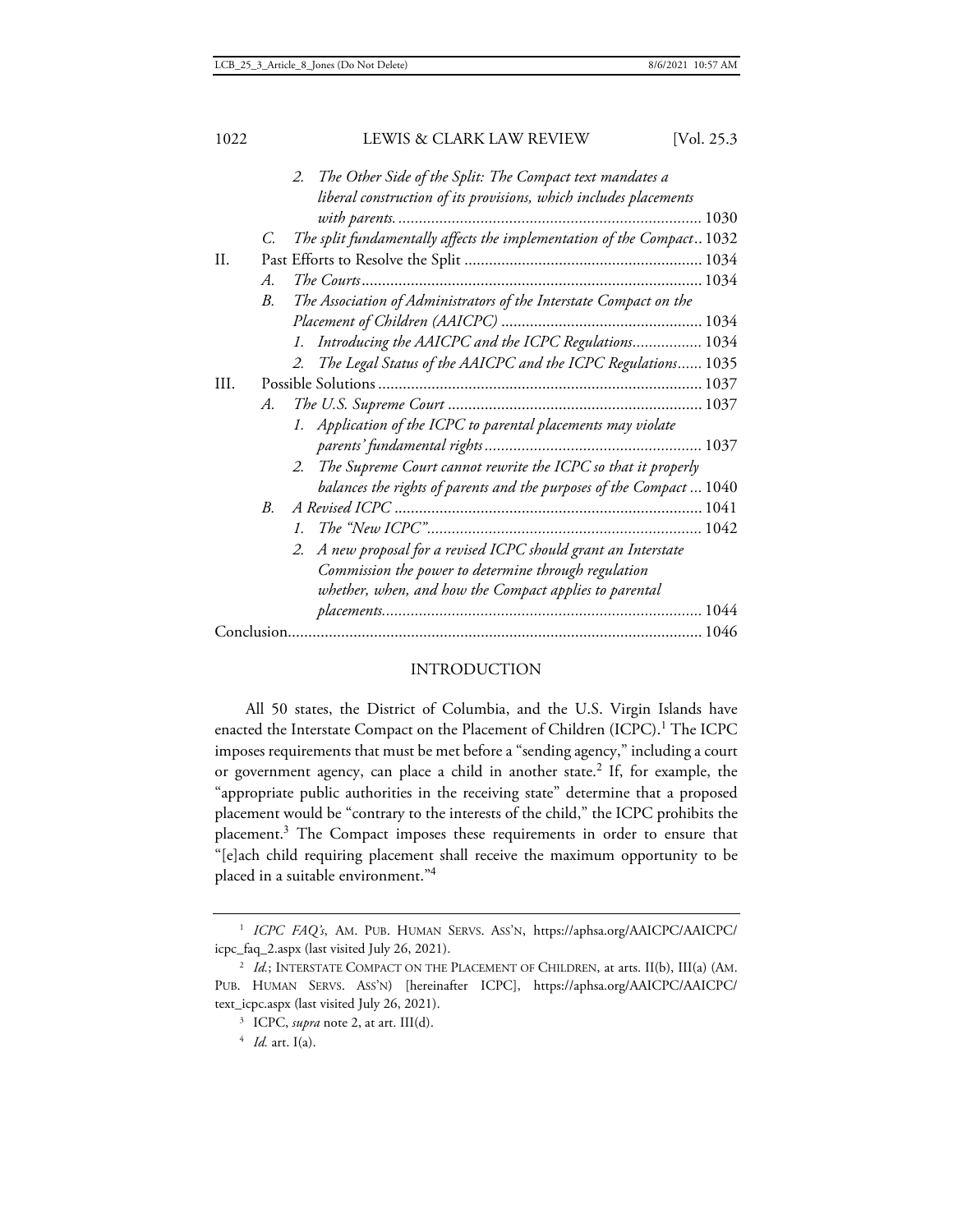2. *The Other Side of the Split: The Compact text mandates a liberal construction of its provisions, which includes placements with parents.* ........ 1030

C. *The split fundamentally affects the implementation of the Compact* .. 1032

II. Past Efforts to Resolve the Split ........ 1034

A. *The Courts* ........ 1034

B. *The Association of Administrators of the Interstate Compact on the Placement of Children (AAICPC)* ........ 1034

1. *Introducing the AAICPC and the ICPC Regulations* ........ 1034

2. *The Legal Status of the AAICPC and the ICPC Regulations* ...... 1035

III. Possible Solutions ........ 1037

A. *The U.S. Supreme Court* ........ 1037

1. *Application of the ICPC to parental placements may violate parents' fundamental rights* ........ 1037

2. *The Supreme Court cannot rewrite the ICPC so that it properly balances the rights of parents and the purposes of the Compact* ... 1040

B. *A Revised ICPC* ........ 1041

1. *The "New ICPC"* ........ 1042

2. *A new proposal for a revised ICPC should grant an Interstate Commission the power to determine through regulation whether, when, and how the Compact applies to parental placements* ........ 1044

Conclusion ........ 1046

## INTRODUCTION

All 50 states, the District of Columbia, and the U.S. Virgin Islands have enacted the Interstate Compact on the Placement of Children (ICPC).[1] The ICPC imposes requirements that must be met before a "sending agency," including a court or government agency, can place a child in another state.[2] If, for example, the "appropriate public authorities in the receiving state" determine that a proposed placement would be "contrary to the interests of the child," the ICPC prohibits the placement.[3] The Compact imposes these requirements in order to ensure that "[e]ach child requiring placement shall receive the maximum opportunity to be placed in a suitable environment."[4]

---

[1] *ICPC FAQ's*, AM. PUB. HUMAN SERVS. ASS'N, https://aphsa.org/AAICPC/AAICPC/icpc_faq_2.aspx (last visited July 26, 2021).

[2] *Id.*; INTERSTATE COMPACT ON THE PLACEMENT OF CHILDREN, at arts. II(b), III(a) (AM. PUB. HUMAN SERVS. ASS'N) [hereinafter ICPC], https://aphsa.org/AAICPC/AAICPC/text_icpc.aspx (last visited July 26, 2021).

[3] ICPC, *supra* note 2, at art. III(d).

[4] *Id.* art. I(a).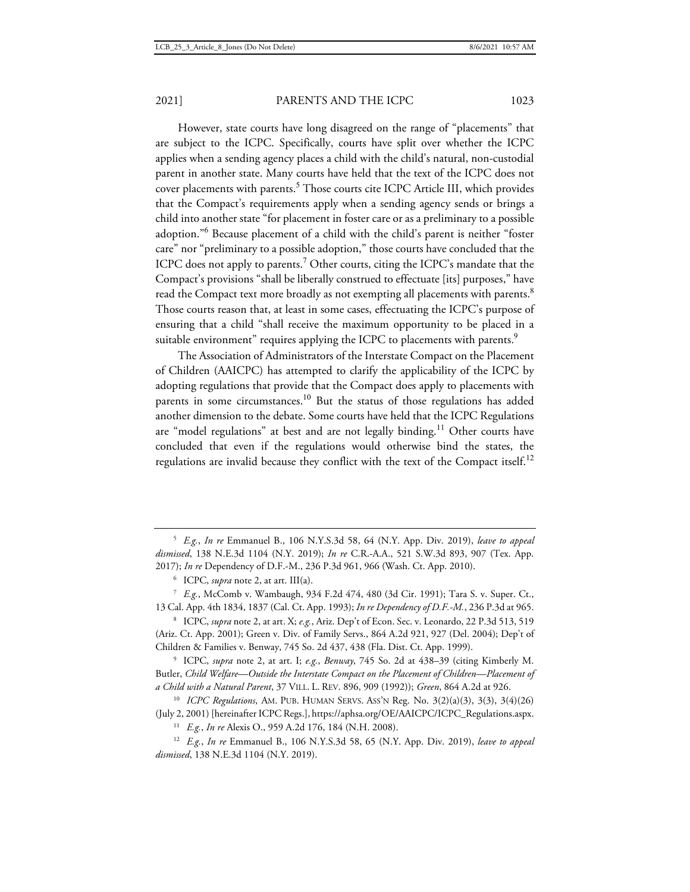However, state courts have long disagreed on the range of "placements" that are subject to the ICPC. Specifically, courts have split over whether the ICPC applies when a sending agency places a child with the child's natural, non-custodial parent in another state. Many courts have held that the text of the ICPC does not cover placements with parents.[5] Those courts cite ICPC Article III, which provides that the Compact's requirements apply when a sending agency sends or brings a child into another state "for placement in foster care or as a preliminary to a possible adoption."[6] Because placement of a child with the child's parent is neither "foster care" nor "preliminary to a possible adoption," those courts have concluded that the ICPC does not apply to parents.[7] Other courts, citing the ICPC's mandate that the Compact's provisions "shall be liberally construed to effectuate [its] purposes," have read the Compact text more broadly as not exempting all placements with parents.[8] Those courts reason that, at least in some cases, effectuating the ICPC's purpose of ensuring that a child "shall receive the maximum opportunity to be placed in a suitable environment" requires applying the ICPC to placements with parents.[9]

The Association of Administrators of the Interstate Compact on the Placement of Children (AAICPC) has attempted to clarify the applicability of the ICPC by adopting regulations that provide that the Compact does apply to placements with parents in some circumstances.[10] But the status of those regulations has added another dimension to the debate. Some courts have held that the ICPC Regulations are "model regulations" at best and are not legally binding.[11] Other courts have concluded that even if the regulations would otherwise bind the states, the regulations are invalid because they conflict with the text of the Compact itself.[12]

---

[5] *E.g.*, *In re* Emmanuel B., 106 N.Y.S.3d 58, 64 (N.Y. App. Div. 2019), *leave to appeal dismissed*, 138 N.E.3d 1104 (N.Y. 2019); *In re* C.R.-A.A., 521 S.W.3d 893, 907 (Tex. App. 2017); *In re* Dependency of D.F.-M., 236 P.3d 961, 966 (Wash. Ct. App. 2010).

[6] ICPC, *supra* note 2, at art. III(a).

[7] *E.g.*, McComb v. Wambaugh, 934 F.2d 474, 480 (3d Cir. 1991); Tara S. v. Super. Ct., 13 Cal. App. 4th 1834, 1837 (Cal. Ct. App. 1993); *In re Dependency of D.F.-M.*, 236 P.3d at 965.

[8] ICPC, *supra* note 2, at art. X; *e.g.*, Ariz. Dep't of Econ. Sec. v. Leonardo, 22 P.3d 513, 519 (Ariz. Ct. App. 2001); Green v. Div. of Family Servs., 864 A.2d 921, 927 (Del. 2004); Dep't of Children & Families v. Benway, 745 So. 2d 437, 438 (Fla. Dist. Ct. App. 1999).

[9] ICPC, *supra* note 2, at art. I; *e.g.*, *Benway*, 745 So. 2d at 438–39 (citing Kimberly M. Butler, *Child Welfare—Outside the Interstate Compact on the Placement of Children—Placement of a Child with a Natural Parent*, 37 VILL. L. REV. 896, 909 (1992)); *Green*, 864 A.2d at 926.

[10] *ICPC Regulations*, AM. PUB. HUMAN SERVS. ASS'N Reg. No. 3(2)(a)(3), 3(3), 3(4)(26) (July 2, 2001) [hereinafter ICPC Regs.], https://aphsa.org/OE/AAICPC/ICPC_Regulations.aspx.

[11] *E.g.*, *In re* Alexis O., 959 A.2d 176, 184 (N.H. 2008).

[12] *E.g.*, *In re* Emmanuel B., 106 N.Y.S.3d 58, 65 (N.Y. App. Div. 2019), *leave to appeal dismissed*, 138 N.E.3d 1104 (N.Y. 2019).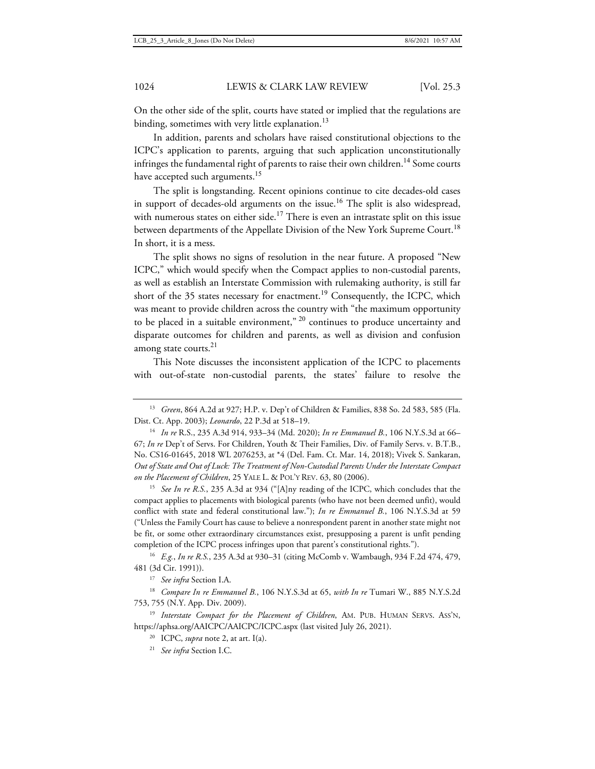On the other side of the split, courts have stated or implied that the regulations are binding, sometimes with very little explanation.[13]

In addition, parents and scholars have raised constitutional objections to the ICPC's application to parents, arguing that such application unconstitutionally infringes the fundamental right of parents to raise their own children.[14] Some courts have accepted such arguments.[15]

The split is longstanding. Recent opinions continue to cite decades-old cases in support of decades-old arguments on the issue.[16] The split is also widespread, with numerous states on either side.[17] There is even an intrastate split on this issue between departments of the Appellate Division of the New York Supreme Court.[18] In short, it is a mess.

The split shows no signs of resolution in the near future. A proposed "New ICPC," which would specify when the Compact applies to non-custodial parents, as well as establish an Interstate Commission with rulemaking authority, is still far short of the 35 states necessary for enactment.[19] Consequently, the ICPC, which was meant to provide children across the country with "the maximum opportunity to be placed in a suitable environment,"[20] continues to produce uncertainty and disparate outcomes for children and parents, as well as division and confusion among state courts.[21]

This Note discusses the inconsistent application of the ICPC to placements with out-of-state non-custodial parents, the states' failure to resolve the

---

[13] *Green*, 864 A.2d at 927; H.P. v. Dep't of Children & Families, 838 So. 2d 583, 585 (Fla. Dist. Ct. App. 2003); *Leonardo*, 22 P.3d at 518–19.

[14] *In re* R.S., 235 A.3d 914, 933–34 (Md. 2020); *In re Emmanuel B.*, 106 N.Y.S.3d at 66–67; *In re* Dep't of Servs. For Children, Youth & Their Families, Div. of Family Servs. v. B.T.B., No. CS16-01645, 2018 WL 2076253, at *4 (Del. Fam. Ct. Mar. 14, 2018); Vivek S. Sankaran, *Out of State and Out of Luck: The Treatment of Non-Custodial Parents Under the Interstate Compact on the Placement of Children*, 25 YALE L. & POL'Y REV. 63, 80 (2006).

[15] *See In re R.S.*, 235 A.3d at 934 ("[A]ny reading of the ICPC, which concludes that the compact applies to placements with biological parents (who have not been deemed unfit), would conflict with state and federal constitutional law."); *In re Emmanuel B.*, 106 N.Y.S.3d at 59 ("Unless the Family Court has cause to believe a nonrespondent parent in another state might not be fit, or some other extraordinary circumstances exist, presupposing a parent is unfit pending completion of the ICPC process infringes upon that parent's constitutional rights.").

[16] *E.g.*, *In re R.S.*, 235 A.3d at 930–31 (citing McComb v. Wambaugh, 934 F.2d 474, 479, 481 (3d Cir. 1991)).

[17] *See infra* Section I.A.

[18] *Compare In re Emmanuel B.*, 106 N.Y.S.3d at 65, *with In re* Tumari W., 885 N.Y.S.2d 753, 755 (N.Y. App. Div. 2009).

[19] *Interstate Compact for the Placement of Children*, AM. PUB. HUMAN SERVS. ASS'N, https://aphsa.org/AAICPC/AAICPC/ICPC.aspx (last visited July 26, 2021).

[20] ICPC, *supra* note 2, at art. I(a).

[21] *See infra* Section I.C.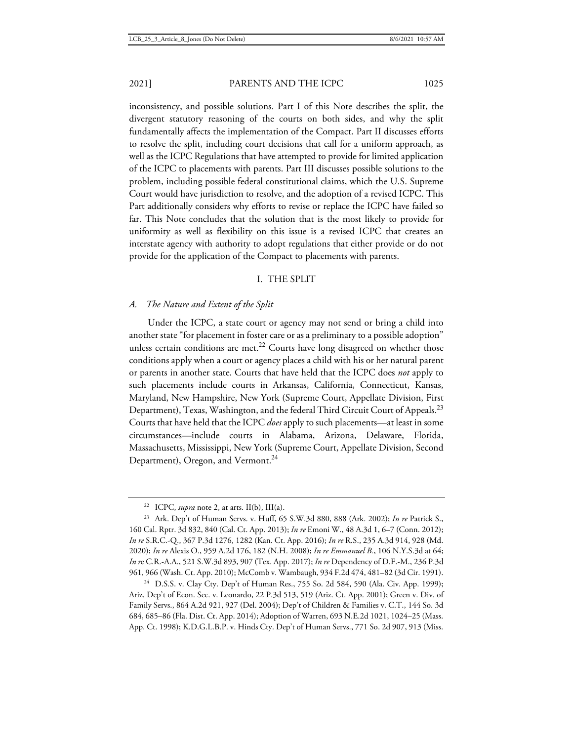inconsistency, and possible solutions. Part I of this Note describes the split, the divergent statutory reasoning of the courts on both sides, and why the split fundamentally affects the implementation of the Compact. Part II discusses efforts to resolve the split, including court decisions that call for a uniform approach, as well as the ICPC Regulations that have attempted to provide for limited application of the ICPC to placements with parents. Part III discusses possible solutions to the problem, including possible federal constitutional claims, which the U.S. Supreme Court would have jurisdiction to resolve, and the adoption of a revised ICPC. This Part additionally considers why efforts to revise or replace the ICPC have failed so far. This Note concludes that the solution that is the most likely to provide for uniformity as well as flexibility on this issue is a revised ICPC that creates an interstate agency with authority to adopt regulations that either provide or do not provide for the application of the Compact to placements with parents.

## I. THE SPLIT

### A. *The Nature and Extent of the Split*

Under the ICPC, a state court or agency may not send or bring a child into another state "for placement in foster care or as a preliminary to a possible adoption" unless certain conditions are met.[22] Courts have long disagreed on whether those conditions apply when a court or agency places a child with his or her natural parent or parents in another state. Courts that have held that the ICPC does *not* apply to such placements include courts in Arkansas, California, Connecticut, Kansas, Maryland, New Hampshire, New York (Supreme Court, Appellate Division, First Department), Texas, Washington, and the federal Third Circuit Court of Appeals.[23] Courts that have held that the ICPC *does* apply to such placements—at least in some circumstances—include courts in Alabama, Arizona, Delaware, Florida, Massachusetts, Mississippi, New York (Supreme Court, Appellate Division, Second Department), Oregon, and Vermont.[24]

---

[22] ICPC, *supra* note 2, at arts. II(b), III(a).

[23] Ark. Dep't of Human Servs. v. Huff, 65 S.W.3d 880, 888 (Ark. 2002); *In re* Patrick S., 160 Cal. Rptr. 3d 832, 840 (Cal. Ct. App. 2013); *In re* Emoni W., 48 A.3d 1, 6–7 (Conn. 2012); *In re* S.R.C.-Q., 367 P.3d 1276, 1282 (Kan. Ct. App. 2016); *In re* R.S., 235 A.3d 914, 928 (Md. 2020); *In re* Alexis O., 959 A.2d 176, 182 (N.H. 2008); *In re Emmanuel B.*, 106 N.Y.S.3d at 64; *In re* C.R.-A.A., 521 S.W.3d 893, 907 (Tex. App. 2017); *In re* Dependency of D.F.-M., 236 P.3d 961, 966 (Wash. Ct. App. 2010); McComb v. Wambaugh, 934 F.2d 474, 481–82 (3d Cir. 1991).

[24] D.S.S. v. Clay Cty. Dep't of Human Res., 755 So. 2d 584, 590 (Ala. Civ. App. 1999); Ariz. Dep't of Econ. Sec. v. Leonardo, 22 P.3d 513, 519 (Ariz. Ct. App. 2001); Green v. Div. of Family Servs., 864 A.2d 921, 927 (Del. 2004); Dep't of Children & Families v. C.T., 144 So. 3d 684, 685–86 (Fla. Dist. Ct. App. 2014); Adoption of Warren, 693 N.E.2d 1021, 1024–25 (Mass. App. Ct. 1998); K.D.G.L.B.P. v. Hinds Cty. Dep't of Human Servs., 771 So. 2d 907, 913 (Miss.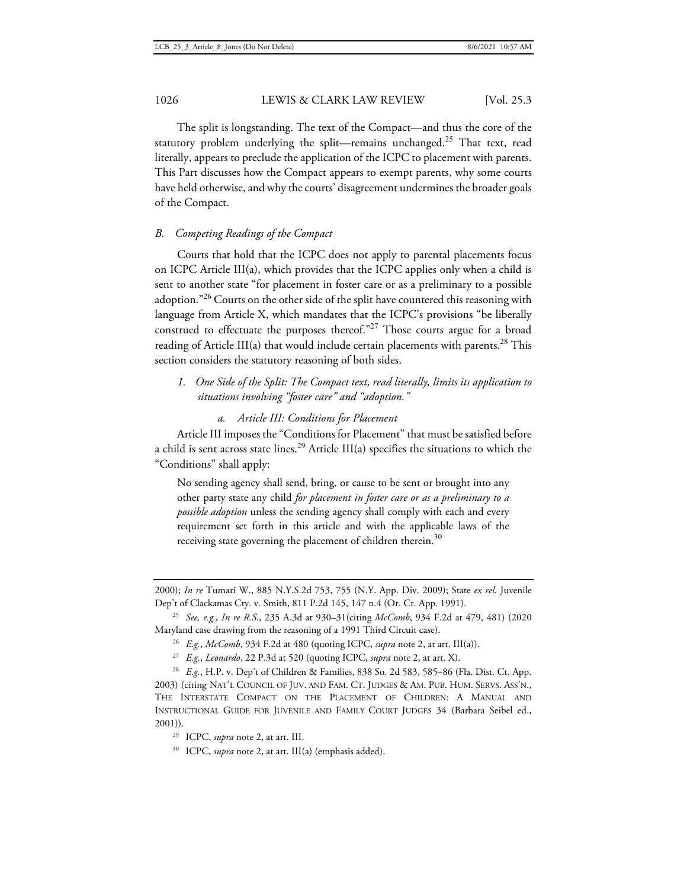The split is longstanding. The text of the Compact—and thus the core of the statutory problem underlying the split—remains unchanged.[25] That text, read literally, appears to preclude the application of the ICPC to placement with parents. This Part discusses how the Compact appears to exempt parents, why some courts have held otherwise, and why the courts' disagreement undermines the broader goals of the Compact.

### *B. Competing Readings of the Compact*

Courts that hold that the ICPC does not apply to parental placements focus on ICPC Article III(a), which provides that the ICPC applies only when a child is sent to another state "for placement in foster care or as a preliminary to a possible adoption."[26] Courts on the other side of the split have countered this reasoning with language from Article X, which mandates that the ICPC's provisions "be liberally construed to effectuate the purposes thereof."[27] Those courts argue for a broad reading of Article III(a) that would include certain placements with parents.[28] This section considers the statutory reasoning of both sides.

#### *1. One Side of the Split: The Compact text, read literally, limits its application to situations involving "foster care" and "adoption."*

##### *a. Article III: Conditions for Placement*

Article III imposes the "Conditions for Placement" that must be satisfied before a child is sent across state lines.[29] Article III(a) specifies the situations to which the "Conditions" shall apply:

> No sending agency shall send, bring, or cause to be sent or brought into any other party state any child *for placement in foster care or as a preliminary to a possible adoption* unless the sending agency shall comply with each and every requirement set forth in this article and with the applicable laws of the receiving state governing the placement of children therein.[30]

---

2000); *In re* Tumari W., 885 N.Y.S.2d 753, 755 (N.Y. App. Div. 2009); State *ex rel.* Juvenile Dep't of Clackamas Cty. v. Smith, 811 P.2d 145, 147 n.4 (Or. Ct. App. 1991).

[25] *See, e.g.*, *In re R.S.*, 235 A.3d at 930–31(citing *McComb*, 934 F.2d at 479, 481) (2020 Maryland case drawing from the reasoning of a 1991 Third Circuit case).

[26] *E.g.*, *McComb*, 934 F.2d at 480 (quoting ICPC, *supra* note 2, at art. III(a)).

[27] *E.g.*, *Leonardo*, 22 P.3d at 520 (quoting ICPC, *supra* note 2, at art. X).

[28] *E.g.*, H.P. v. Dep't of Children & Families, 838 So. 2d 583, 585–86 (Fla. Dist. Ct. App. 2003) (citing NAT'L COUNCIL OF JUV. AND FAM. CT. JUDGES & AM. PUB. HUM. SERVS. ASS'N., THE INTERSTATE COMPACT ON THE PLACEMENT OF CHILDREN: A MANUAL AND INSTRUCTIONAL GUIDE FOR JUVENILE AND FAMILY COURT JUDGES 34 (Barbara Seibel ed., 2001)).

[29] ICPC, *supra* note 2, at art. III.

[30] ICPC, *supra* note 2, at art. III(a) (emphasis added).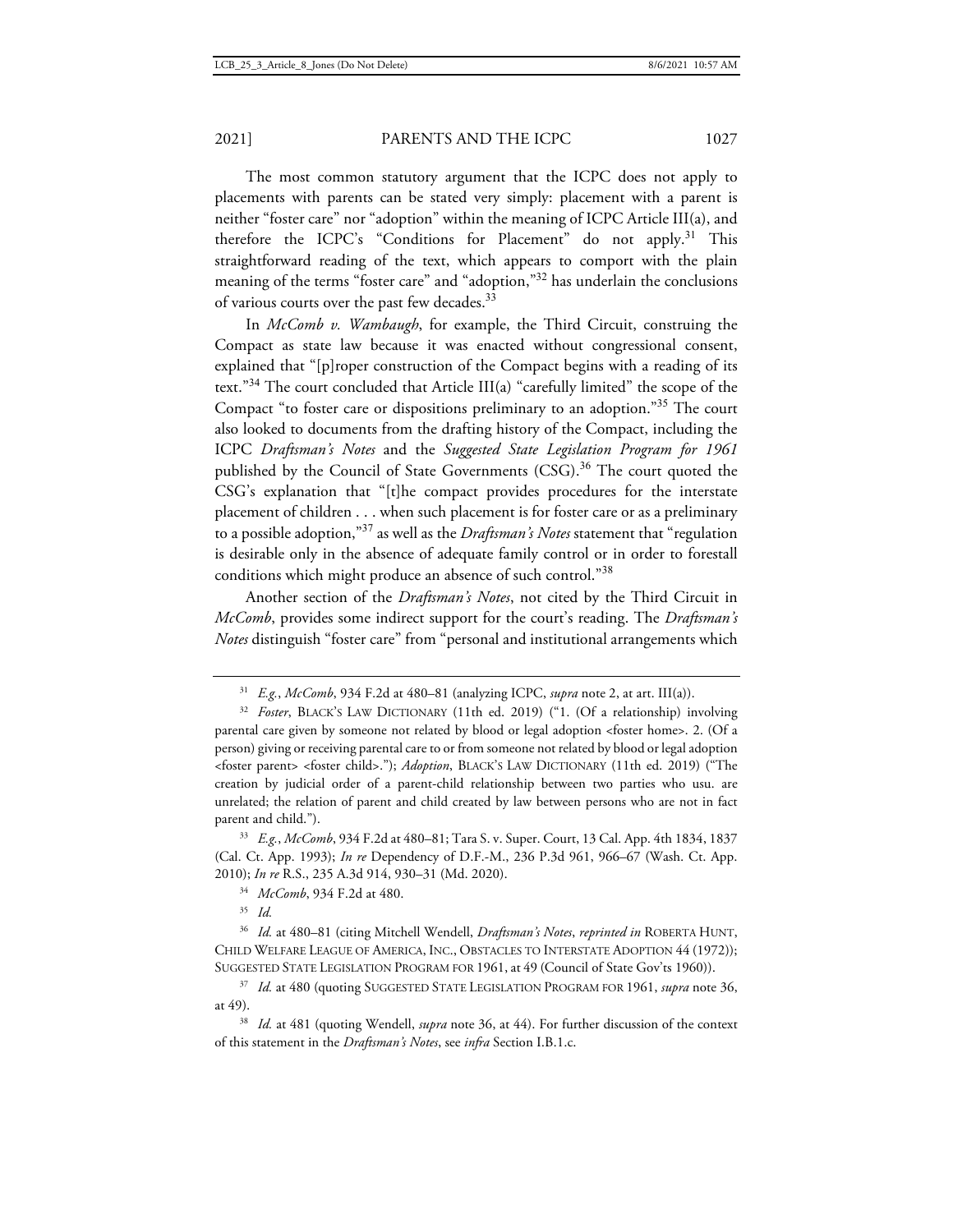The most common statutory argument that the ICPC does not apply to placements with parents can be stated very simply: placement with a parent is neither "foster care" nor "adoption" within the meaning of ICPC Article III(a), and therefore the ICPC's "Conditions for Placement" do not apply.[31] This straightforward reading of the text, which appears to comport with the plain meaning of the terms "foster care" and "adoption,"[32] has underlain the conclusions of various courts over the past few decades.[33]

In *McComb v. Wambaugh*, for example, the Third Circuit, construing the Compact as state law because it was enacted without congressional consent, explained that "[p]roper construction of the Compact begins with a reading of its text."[34] The court concluded that Article III(a) "carefully limited" the scope of the Compact "to foster care or dispositions preliminary to an adoption."[35] The court also looked to documents from the drafting history of the Compact, including the ICPC *Draftsman's Notes* and the *Suggested State Legislation Program for 1961* published by the Council of State Governments (CSG).[36] The court quoted the CSG's explanation that "[t]he compact provides procedures for the interstate placement of children . . . when such placement is for foster care or as a preliminary to a possible adoption,"[37] as well as the *Draftsman's Notes* statement that "regulation is desirable only in the absence of adequate family control or in order to forestall conditions which might produce an absence of such control."[38]

Another section of the *Draftsman's Notes*, not cited by the Third Circuit in *McComb*, provides some indirect support for the court's reading. The *Draftsman's Notes* distinguish "foster care" from "personal and institutional arrangements which

---

[31] *E.g.*, *McComb*, 934 F.2d at 480–81 (analyzing ICPC, *supra* note 2, at art. III(a)).

[32] *Foster*, BLACK'S LAW DICTIONARY (11th ed. 2019) ("1. (Of a relationship) involving parental care given by someone not related by blood or legal adoption <foster home>. 2. (Of a person) giving or receiving parental care to or from someone not related by blood or legal adoption <foster parent> <foster child>."); *Adoption*, BLACK'S LAW DICTIONARY (11th ed. 2019) ("The creation by judicial order of a parent-child relationship between two parties who usu. are unrelated; the relation of parent and child created by law between persons who are not in fact parent and child.").

[33] *E.g.*, *McComb*, 934 F.2d at 480–81; Tara S. v. Super. Court, 13 Cal. App. 4th 1834, 1837 (Cal. Ct. App. 1993); *In re* Dependency of D.F.-M., 236 P.3d 961, 966–67 (Wash. Ct. App. 2010); *In re* R.S., 235 A.3d 914, 930–31 (Md. 2020).

[34] *McComb*, 934 F.2d at 480.

[35] *Id.*

[36] *Id.* at 480–81 (citing Mitchell Wendell, *Draftsman's Notes*, *reprinted in* ROBERTA HUNT, CHILD WELFARE LEAGUE OF AMERICA, INC., OBSTACLES TO INTERSTATE ADOPTION 44 (1972)); SUGGESTED STATE LEGISLATION PROGRAM FOR 1961, at 49 (Council of State Gov'ts 1960)).

[37] *Id.* at 480 (quoting SUGGESTED STATE LEGISLATION PROGRAM FOR 1961, *supra* note 36, at 49).

[38] *Id.* at 481 (quoting Wendell, *supra* note 36, at 44). For further discussion of the context of this statement in the *Draftsman's Notes*, see *infra* Section I.B.1.c.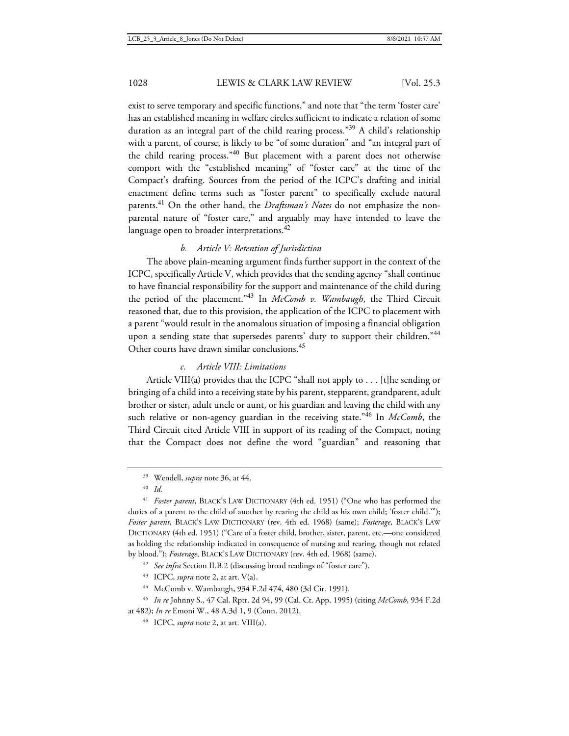exist to serve temporary and specific functions," and note that "the term 'foster care' has an established meaning in welfare circles sufficient to indicate a relation of some duration as an integral part of the child rearing process."[39] A child's relationship with a parent, of course, is likely to be "of some duration" and "an integral part of the child rearing process."[40] But placement with a parent does not otherwise comport with the "established meaning" of "foster care" at the time of the Compact's drafting. Sources from the period of the ICPC's drafting and initial enactment define terms such as "foster parent" to specifically exclude natural parents.[41] On the other hand, the *Draftsman's Notes* do not emphasize the non-parental nature of "foster care," and arguably may have intended to leave the language open to broader interpretations.[42]

#### *b. Article V: Retention of Jurisdiction*

The above plain-meaning argument finds further support in the context of the ICPC, specifically Article V, which provides that the sending agency "shall continue to have financial responsibility for the support and maintenance of the child during the period of the placement."[43] In *McComb v. Wambaugh*, the Third Circuit reasoned that, due to this provision, the application of the ICPC to placement with a parent "would result in the anomalous situation of imposing a financial obligation upon a sending state that supersedes parents' duty to support their children."[44] Other courts have drawn similar conclusions.[45]

#### *c. Article VIII: Limitations*

Article VIII(a) provides that the ICPC "shall not apply to . . . [t]he sending or bringing of a child into a receiving state by his parent, stepparent, grandparent, adult brother or sister, adult uncle or aunt, or his guardian and leaving the child with any such relative or non-agency guardian in the receiving state."[46] In *McComb*, the Third Circuit cited Article VIII in support of its reading of the Compact, noting that the Compact does not define the word "guardian" and reasoning that

---

[39] Wendell, *supra* note 36, at 44.

[40] *Id.*

[41] *Foster parent*, BLACK'S LAW DICTIONARY (4th ed. 1951) ("One who has performed the duties of a parent to the child of another by rearing the child as his own child; 'foster child.'"); *Foster parent*, BLACK'S LAW DICTIONARY (rev. 4th ed. 1968) (same); *Fosterage*, BLACK'S LAW DICTIONARY (4th ed. 1951) ("Care of a foster child, brother, sister, parent, etc.—one considered as holding the relationship indicated in consequence of nursing and rearing, though not related by blood."); *Fosterage*, BLACK'S LAW DICTIONARY (rev. 4th ed. 1968) (same).

[42] *See infra* Section II.B.2 (discussing broad readings of "foster care").

[43] ICPC, *supra* note 2, at art. V(a).

[44] McComb v. Wambaugh, 934 F.2d 474, 480 (3d Cir. 1991).

[45] *In re* Johnny S., 47 Cal. Rptr. 2d 94, 99 (Cal. Ct. App. 1995) (citing *McComb*, 934 F.2d at 482); *In re* Emoni W., 48 A.3d 1, 9 (Conn. 2012).

[46] ICPC, *supra* note 2, at art. VIII(a).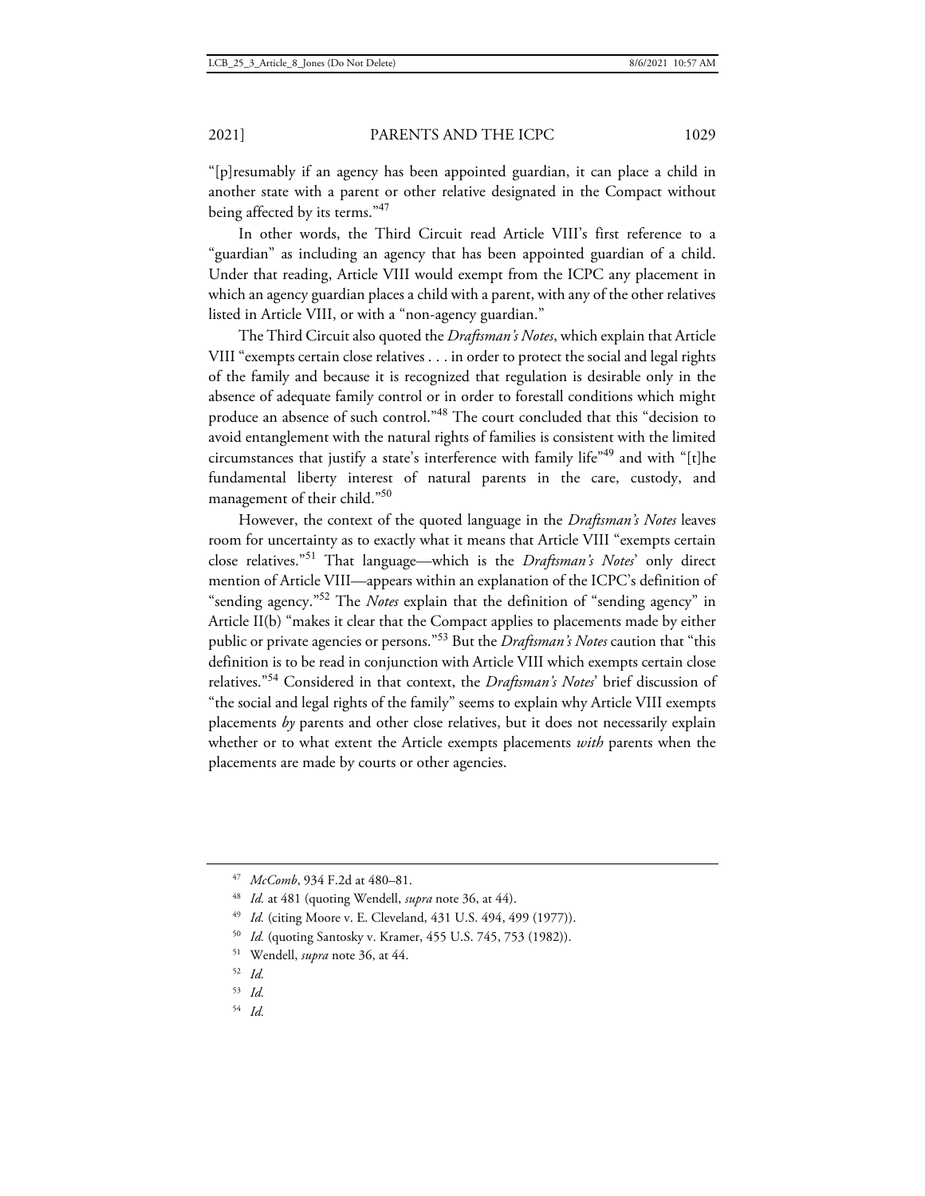"[p]resumably if an agency has been appointed guardian, it can place a child in another state with a parent or other relative designated in the Compact without being affected by its terms."[47]

In other words, the Third Circuit read Article VIII's first reference to a "guardian" as including an agency that has been appointed guardian of a child. Under that reading, Article VIII would exempt from the ICPC any placement in which an agency guardian places a child with a parent, with any of the other relatives listed in Article VIII, or with a "non-agency guardian."

The Third Circuit also quoted the *Draftsman's Notes*, which explain that Article VIII "exempts certain close relatives . . . in order to protect the social and legal rights of the family and because it is recognized that regulation is desirable only in the absence of adequate family control or in order to forestall conditions which might produce an absence of such control."[48] The court concluded that this "decision to avoid entanglement with the natural rights of families is consistent with the limited circumstances that justify a state's interference with family life"[49] and with "[t]he fundamental liberty interest of natural parents in the care, custody, and management of their child."[50]

However, the context of the quoted language in the *Draftsman's Notes* leaves room for uncertainty as to exactly what it means that Article VIII "exempts certain close relatives."[51] That language—which is the *Draftsman's Notes*' only direct mention of Article VIII—appears within an explanation of the ICPC's definition of "sending agency."[52] The *Notes* explain that the definition of "sending agency" in Article II(b) "makes it clear that the Compact applies to placements made by either public or private agencies or persons."[53] But the *Draftsman's Notes* caution that "this definition is to be read in conjunction with Article VIII which exempts certain close relatives."[54] Considered in that context, the *Draftsman's Notes*' brief discussion of "the social and legal rights of the family" seems to explain why Article VIII exempts placements *by* parents and other close relatives, but it does not necessarily explain whether or to what extent the Article exempts placements *with* parents when the placements are made by courts or other agencies.

---

[47] *McComb*, 934 F.2d at 480–81.

[48] *Id.* at 481 (quoting Wendell, *supra* note 36, at 44).

[49] *Id.* (citing Moore v. E. Cleveland, 431 U.S. 494, 499 (1977)).

[50] *Id.* (quoting Santosky v. Kramer, 455 U.S. 745, 753 (1982)).

[51] Wendell, *supra* note 36, at 44.

[52] *Id.*

[53] *Id.*

[54] *Id.*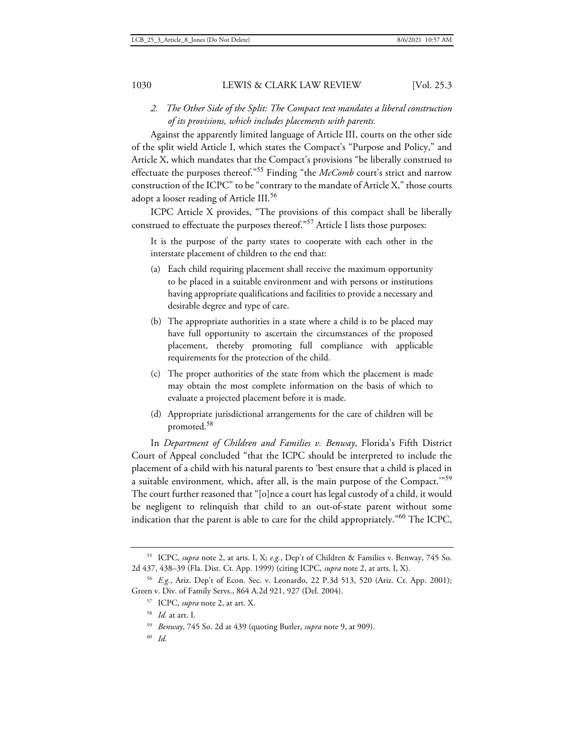### *2. The Other Side of the Split: The Compact text mandates a liberal construction of its provisions, which includes placements with parents.*

Against the apparently limited language of Article III, courts on the other side of the split wield Article I, which states the Compact's "Purpose and Policy," and Article X, which mandates that the Compact's provisions "be liberally construed to effectuate the purposes thereof."[55] Finding "the *McComb* court's strict and narrow construction of the ICPC" to be "contrary to the mandate of Article X," those courts adopt a looser reading of Article III.[56]

ICPC Article X provides, "The provisions of this compact shall be liberally construed to effectuate the purposes thereof."[57] Article I lists those purposes:

> It is the purpose of the party states to cooperate with each other in the interstate placement of children to the end that:
>
> (a) Each child requiring placement shall receive the maximum opportunity to be placed in a suitable environment and with persons or institutions having appropriate qualifications and facilities to provide a necessary and desirable degree and type of care.
>
> (b) The appropriate authorities in a state where a child is to be placed may have full opportunity to ascertain the circumstances of the proposed placement, thereby promoting full compliance with applicable requirements for the protection of the child.
>
> (c) The proper authorities of the state from which the placement is made may obtain the most complete information on the basis of which to evaluate a projected placement before it is made.
>
> (d) Appropriate jurisdictional arrangements for the care of children will be promoted.[58]

In *Department of Children and Families v. Benway*, Florida's Fifth District Court of Appeal concluded "that the ICPC should be interpreted to include the placement of a child with his natural parents to 'best ensure that a child is placed in a suitable environment, which, after all, is the main purpose of the Compact.'"[59] The court further reasoned that "[o]nce a court has legal custody of a child, it would be negligent to relinquish that child to an out-of-state parent without some indication that the parent is able to care for the child appropriately."[60] The ICPC,

---

[55] ICPC, *supra* note 2, at arts. I, X; *e.g.*, Dep't of Children & Families v. Benway, 745 So. 2d 437, 438–39 (Fla. Dist. Ct. App. 1999) (citing ICPC, *supra* note 2, at arts. I, X).

[56] *E.g.*, Ariz. Dep't of Econ. Sec. v. Leonardo, 22 P.3d 513, 520 (Ariz. Ct. App. 2001); Green v. Div. of Family Servs., 864 A.2d 921, 927 (Del. 2004).

[57] ICPC, *supra* note 2, at art. X.

[58] *Id.* at art. I.

[59] *Benway*, 745 So. 2d at 439 (quoting Butler, *supra* note 9, at 909).

[60] *Id.*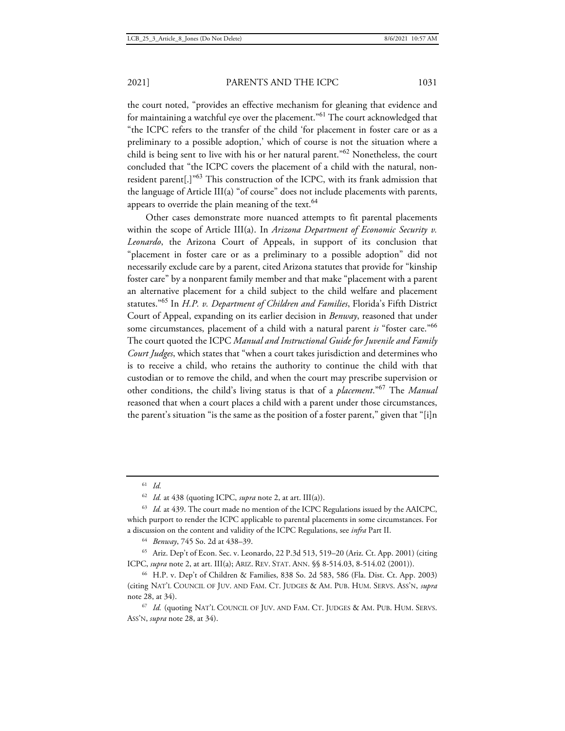the court noted, "provides an effective mechanism for gleaning that evidence and for maintaining a watchful eye over the placement."[61] The court acknowledged that "the ICPC refers to the transfer of the child 'for placement in foster care or as a preliminary to a possible adoption,' which of course is not the situation where a child is being sent to live with his or her natural parent."[62] Nonetheless, the court concluded that "the ICPC covers the placement of a child with the natural, non-resident parent[.]"[63] This construction of the ICPC, with its frank admission that the language of Article III(a) "of course" does not include placements with parents, appears to override the plain meaning of the text.[64]

Other cases demonstrate more nuanced attempts to fit parental placements within the scope of Article III(a). In *Arizona Department of Economic Security v. Leonardo*, the Arizona Court of Appeals, in support of its conclusion that "placement in foster care or as a preliminary to a possible adoption" did not necessarily exclude care by a parent, cited Arizona statutes that provide for "kinship foster care" by a nonparent family member and that make "placement with a parent an alternative placement for a child subject to the child welfare and placement statutes."[65] In *H.P. v. Department of Children and Families*, Florida's Fifth District Court of Appeal, expanding on its earlier decision in *Benway*, reasoned that under some circumstances, placement of a child with a natural parent *is* "foster care."[66] The court quoted the ICPC *Manual and Instructional Guide for Juvenile and Family Court Judges*, which states that "when a court takes jurisdiction and determines who is to receive a child, who retains the authority to continue the child with that custodian or to remove the child, and when the court may prescribe supervision or other conditions, the child's living status is that of a *placement*."[67] The *Manual* reasoned that when a court places a child with a parent under those circumstances, the parent's situation "is the same as the position of a foster parent," given that "[i]n

---

[61] *Id.*

[62] *Id.* at 438 (quoting ICPC, *supra* note 2, at art. III(a)).

[63] *Id.* at 439. The court made no mention of the ICPC Regulations issued by the AAICPC, which purport to render the ICPC applicable to parental placements in some circumstances. For a discussion on the content and validity of the ICPC Regulations, see *infra* Part II.

[64] *Benway*, 745 So. 2d at 438–39.

[65] Ariz. Dep't of Econ. Sec. v. Leonardo, 22 P.3d 513, 519–20 (Ariz. Ct. App. 2001) (citing ICPC, *supra* note 2, at art. III(a); ARIZ. REV. STAT. ANN. §§ 8-514.03, 8-514.02 (2001)).

[66] H.P. v. Dep't of Children & Families, 838 So. 2d 583, 586 (Fla. Dist. Ct. App. 2003) (citing NAT'L COUNCIL OF JUV. AND FAM. CT. JUDGES & AM. PUB. HUM. SERVS. ASS'N, *supra* note 28, at 34).

[67] *Id.* (quoting NAT'L COUNCIL OF JUV. AND FAM. CT. JUDGES & AM. PUB. HUM. SERVS. ASS'N, *supra* note 28, at 34).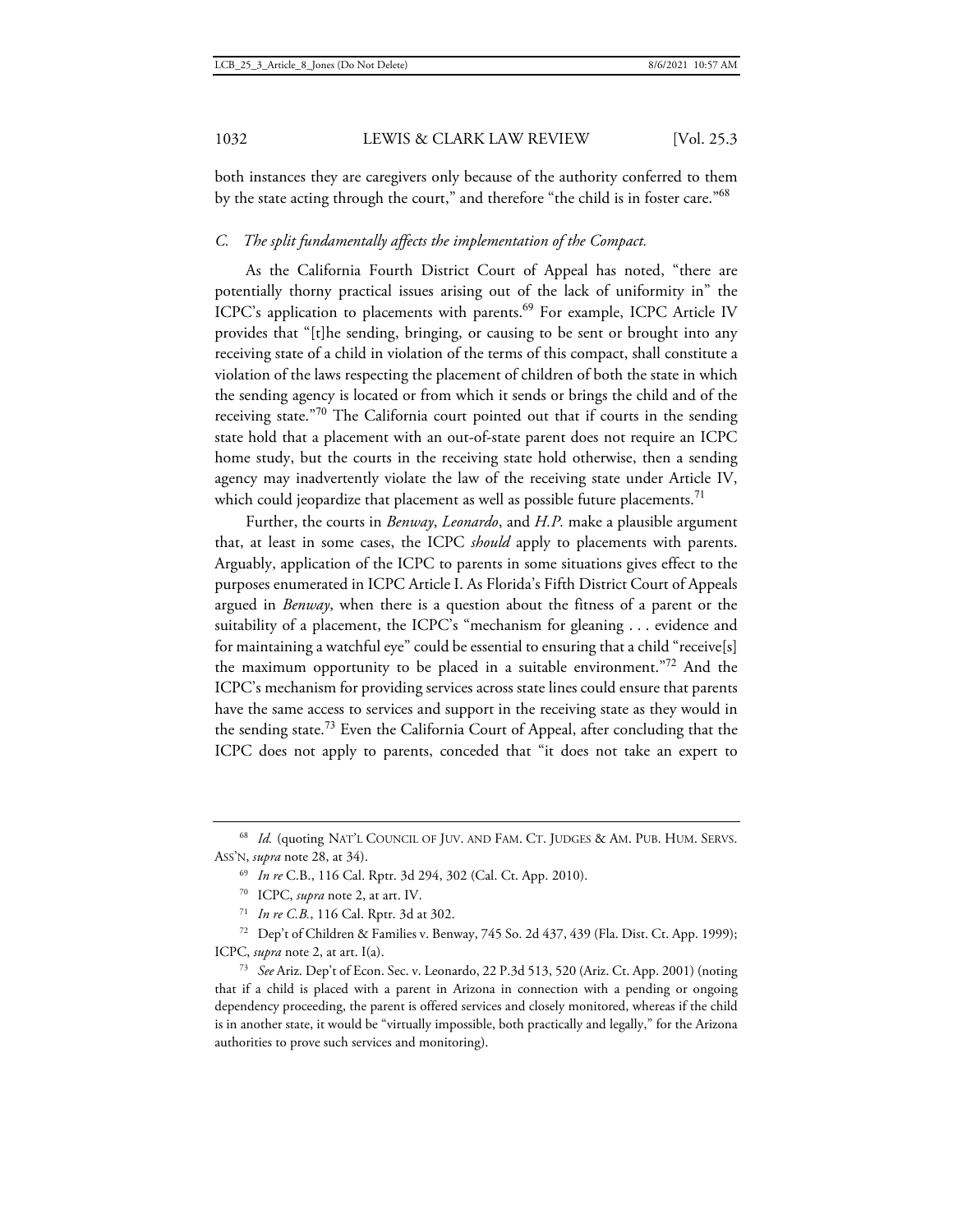both instances they are caregivers only because of the authority conferred to them by the state acting through the court," and therefore "the child is in foster care."[68]

### *C. The split fundamentally affects the implementation of the Compact.*

As the California Fourth District Court of Appeal has noted, "there are potentially thorny practical issues arising out of the lack of uniformity in" the ICPC's application to placements with parents.[69] For example, ICPC Article IV provides that "[t]he sending, bringing, or causing to be sent or brought into any receiving state of a child in violation of the terms of this compact, shall constitute a violation of the laws respecting the placement of children of both the state in which the sending agency is located or from which it sends or brings the child and of the receiving state."[70] The California court pointed out that if courts in the sending state hold that a placement with an out-of-state parent does not require an ICPC home study, but the courts in the receiving state hold otherwise, then a sending agency may inadvertently violate the law of the receiving state under Article IV, which could jeopardize that placement as well as possible future placements.[71]

Further, the courts in *Benway*, *Leonardo*, and *H.P.* make a plausible argument that, at least in some cases, the ICPC *should* apply to placements with parents. Arguably, application of the ICPC to parents in some situations gives effect to the purposes enumerated in ICPC Article I. As Florida's Fifth District Court of Appeals argued in *Benway*, when there is a question about the fitness of a parent or the suitability of a placement, the ICPC's "mechanism for gleaning . . . evidence and for maintaining a watchful eye" could be essential to ensuring that a child "receive[s] the maximum opportunity to be placed in a suitable environment."[72] And the ICPC's mechanism for providing services across state lines could ensure that parents have the same access to services and support in the receiving state as they would in the sending state.[73] Even the California Court of Appeal, after concluding that the ICPC does not apply to parents, conceded that "it does not take an expert to

---

[68] *Id.* (quoting NAT'L COUNCIL OF JUV. AND FAM. CT. JUDGES & AM. PUB. HUM. SERVS. ASS'N, *supra* note 28, at 34).

[69] *In re* C.B., 116 Cal. Rptr. 3d 294, 302 (Cal. Ct. App. 2010).

[70] ICPC, *supra* note 2, at art. IV.

[71] *In re C.B.*, 116 Cal. Rptr. 3d at 302.

[72] Dep't of Children & Families v. Benway, 745 So. 2d 437, 439 (Fla. Dist. Ct. App. 1999); ICPC, *supra* note 2, at art. I(a).

[73] *See* Ariz. Dep't of Econ. Sec. v. Leonardo, 22 P.3d 513, 520 (Ariz. Ct. App. 2001) (noting that if a child is placed with a parent in Arizona in connection with a pending or ongoing dependency proceeding, the parent is offered services and closely monitored, whereas if the child is in another state, it would be "virtually impossible, both practically and legally," for the Arizona authorities to prove such services and monitoring).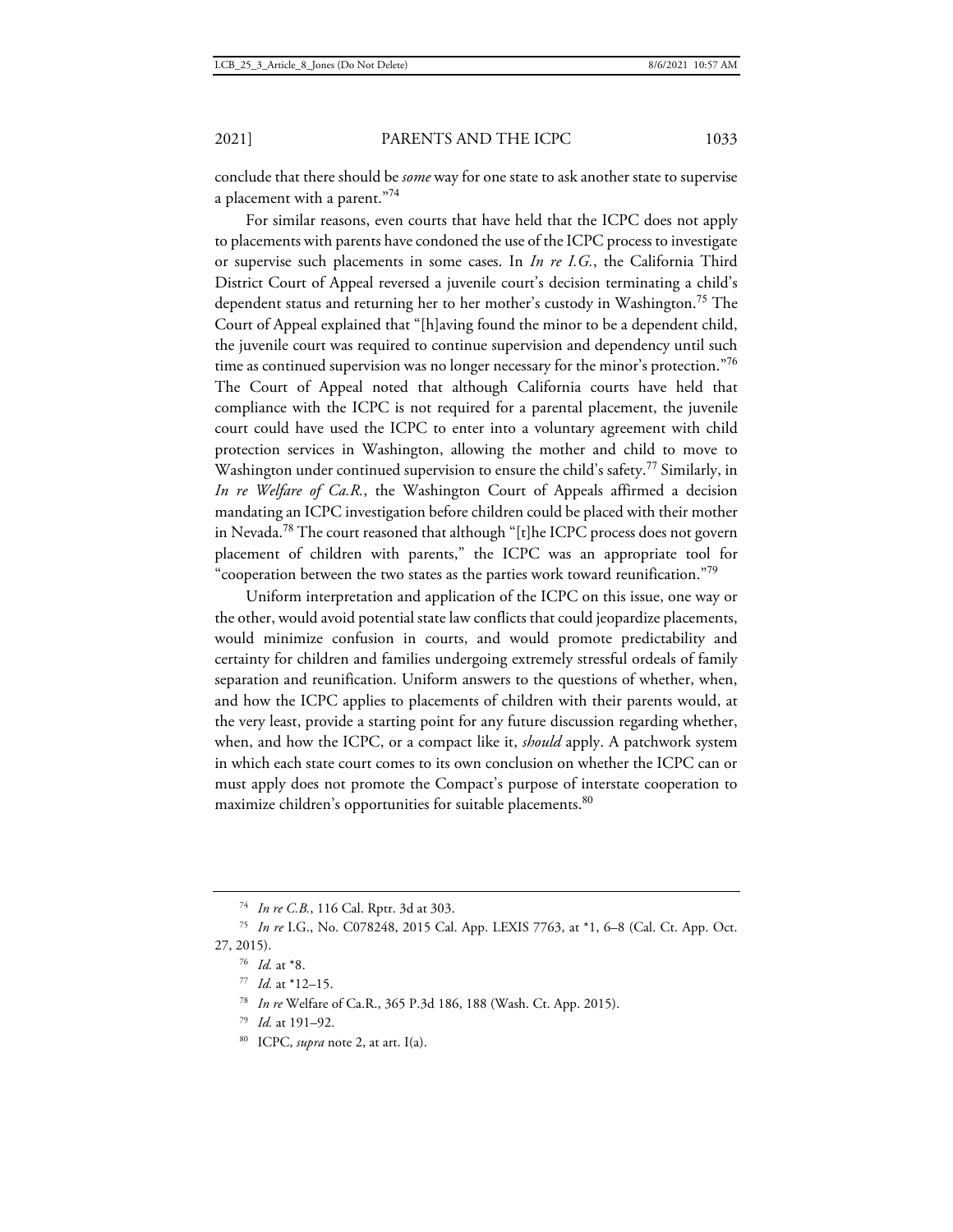conclude that there should be *some* way for one state to ask another state to supervise a placement with a parent."[74]

For similar reasons, even courts that have held that the ICPC does not apply to placements with parents have condoned the use of the ICPC process to investigate or supervise such placements in some cases. In *In re I.G.*, the California Third District Court of Appeal reversed a juvenile court's decision terminating a child's dependent status and returning her to her mother's custody in Washington.[75] The Court of Appeal explained that "[h]aving found the minor to be a dependent child, the juvenile court was required to continue supervision and dependency until such time as continued supervision was no longer necessary for the minor's protection."[76] The Court of Appeal noted that although California courts have held that compliance with the ICPC is not required for a parental placement, the juvenile court could have used the ICPC to enter into a voluntary agreement with child protection services in Washington, allowing the mother and child to move to Washington under continued supervision to ensure the child's safety.[77] Similarly, in *In re Welfare of Ca.R.*, the Washington Court of Appeals affirmed a decision mandating an ICPC investigation before children could be placed with their mother in Nevada.[78] The court reasoned that although "[t]he ICPC process does not govern placement of children with parents," the ICPC was an appropriate tool for "cooperation between the two states as the parties work toward reunification."[79]

Uniform interpretation and application of the ICPC on this issue, one way or the other, would avoid potential state law conflicts that could jeopardize placements, would minimize confusion in courts, and would promote predictability and certainty for children and families undergoing extremely stressful ordeals of family separation and reunification. Uniform answers to the questions of whether, when, and how the ICPC applies to placements of children with their parents would, at the very least, provide a starting point for any future discussion regarding whether, when, and how the ICPC, or a compact like it, *should* apply. A patchwork system in which each state court comes to its own conclusion on whether the ICPC can or must apply does not promote the Compact's purpose of interstate cooperation to maximize children's opportunities for suitable placements.[80]

---

[74] *In re C.B.*, 116 Cal. Rptr. 3d at 303.

[75] *In re* I.G., No. C078248, 2015 Cal. App. LEXIS 7763, at *1, 6–8 (Cal. Ct. App. Oct. 27, 2015).

[76] *Id.* at *8.

[77] *Id.* at *12–15.

[78] *In re* Welfare of Ca.R., 365 P.3d 186, 188 (Wash. Ct. App. 2015).

[79] *Id.* at 191–92.

[80] ICPC, *supra* note 2, at art. I(a).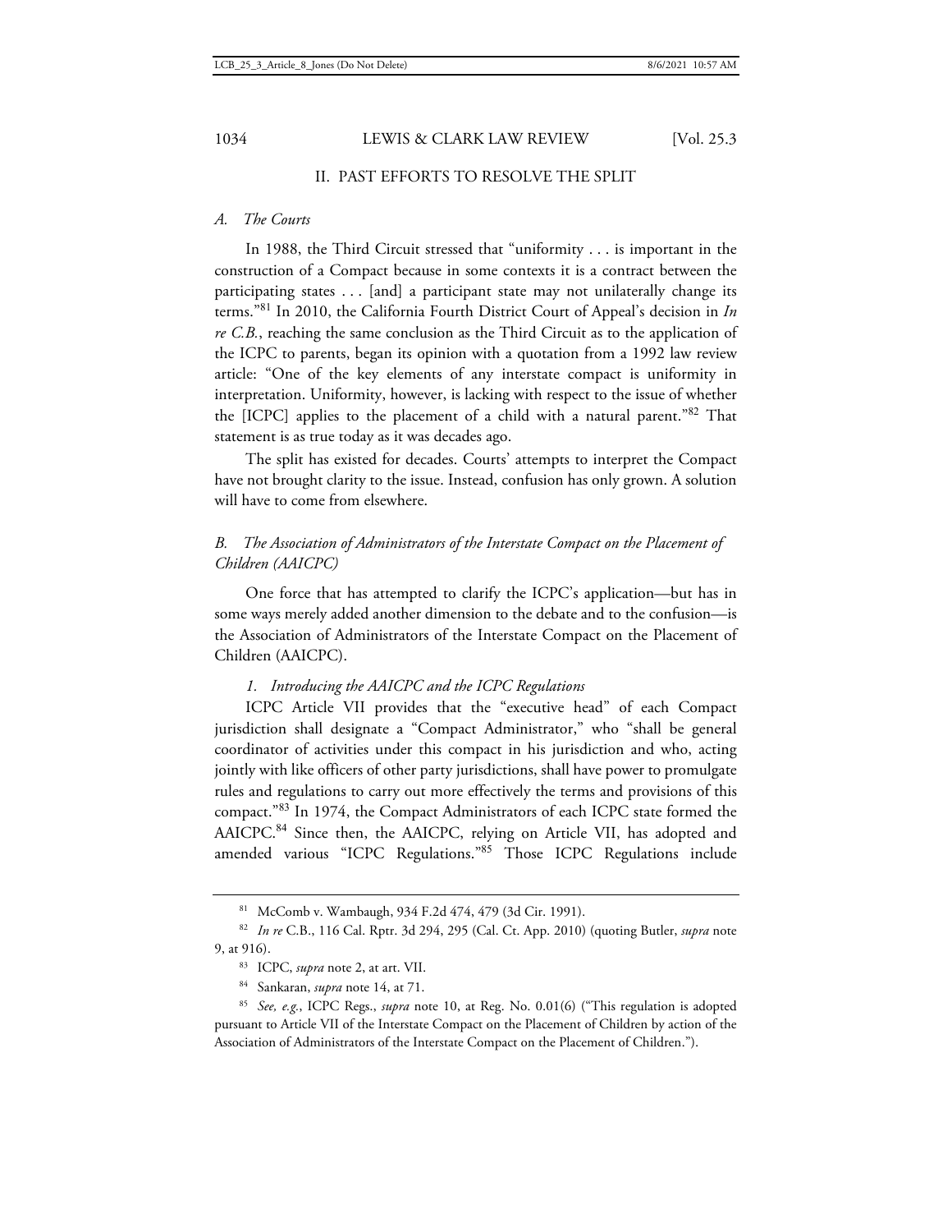## II. PAST EFFORTS TO RESOLVE THE SPLIT

### *A. The Courts*

In 1988, the Third Circuit stressed that "uniformity . . . is important in the construction of a Compact because in some contexts it is a contract between the participating states . . . [and] a participant state may not unilaterally change its terms."[81] In 2010, the California Fourth District Court of Appeal's decision in *In re C.B.*, reaching the same conclusion as the Third Circuit as to the application of the ICPC to parents, began its opinion with a quotation from a 1992 law review article: "One of the key elements of any interstate compact is uniformity in interpretation. Uniformity, however, is lacking with respect to the issue of whether the [ICPC] applies to the placement of a child with a natural parent."[82] That statement is as true today as it was decades ago.

The split has existed for decades. Courts' attempts to interpret the Compact have not brought clarity to the issue. Instead, confusion has only grown. A solution will have to come from elsewhere.

### *B. The Association of Administrators of the Interstate Compact on the Placement of Children (AAICPC)*

One force that has attempted to clarify the ICPC's application—but has in some ways merely added another dimension to the debate and to the confusion—is the Association of Administrators of the Interstate Compact on the Placement of Children (AAICPC).

#### *1. Introducing the AAICPC and the ICPC Regulations*

ICPC Article VII provides that the "executive head" of each Compact jurisdiction shall designate a "Compact Administrator," who "shall be general coordinator of activities under this compact in his jurisdiction and who, acting jointly with like officers of other party jurisdictions, shall have power to promulgate rules and regulations to carry out more effectively the terms and provisions of this compact."[83] In 1974, the Compact Administrators of each ICPC state formed the AAICPC.[84] Since then, the AAICPC, relying on Article VII, has adopted and amended various "ICPC Regulations."[85] Those ICPC Regulations include

---

[81] McComb v. Wambaugh, 934 F.2d 474, 479 (3d Cir. 1991).

[82] *In re* C.B., 116 Cal. Rptr. 3d 294, 295 (Cal. Ct. App. 2010) (quoting Butler, *supra* note 9, at 916).

[83] ICPC, *supra* note 2, at art. VII.

[84] Sankaran, *supra* note 14, at 71.

[85] *See, e.g.*, ICPC Regs., *supra* note 10, at Reg. No. 0.01(6) ("This regulation is adopted pursuant to Article VII of the Interstate Compact on the Placement of Children by action of the Association of Administrators of the Interstate Compact on the Placement of Children.").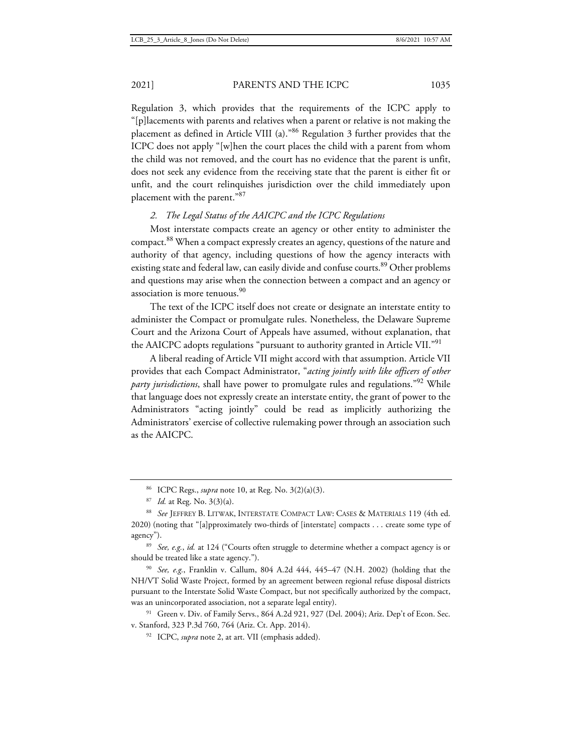Regulation 3, which provides that the requirements of the ICPC apply to "[p]lacements with parents and relatives when a parent or relative is not making the placement as defined in Article VIII (a)."[86] Regulation 3 further provides that the ICPC does not apply "[w]hen the court places the child with a parent from whom the child was not removed, and the court has no evidence that the parent is unfit, does not seek any evidence from the receiving state that the parent is either fit or unfit, and the court relinquishes jurisdiction over the child immediately upon placement with the parent."[87]

### *2. The Legal Status of the AAICPC and the ICPC Regulations*

Most interstate compacts create an agency or other entity to administer the compact.[88] When a compact expressly creates an agency, questions of the nature and authority of that agency, including questions of how the agency interacts with existing state and federal law, can easily divide and confuse courts.[89] Other problems and questions may arise when the connection between a compact and an agency or association is more tenuous.[90]

The text of the ICPC itself does not create or designate an interstate entity to administer the Compact or promulgate rules. Nonetheless, the Delaware Supreme Court and the Arizona Court of Appeals have assumed, without explanation, that the AAICPC adopts regulations "pursuant to authority granted in Article VII."[91]

A liberal reading of Article VII might accord with that assumption. Article VII provides that each Compact Administrator, "*acting jointly with like officers of other party jurisdictions*, shall have power to promulgate rules and regulations."[92] While that language does not expressly create an interstate entity, the grant of power to the Administrators "acting jointly" could be read as implicitly authorizing the Administrators' exercise of collective rulemaking power through an association such as the AAICPC.

---

[86] ICPC Regs., *supra* note 10, at Reg. No. 3(2)(a)(3).

[87] *Id.* at Reg. No. 3(3)(a).

[88] *See* JEFFREY B. LITWAK, INTERSTATE COMPACT LAW: CASES & MATERIALS 119 (4th ed. 2020) (noting that "[a]pproximately two-thirds of [interstate] compacts . . . create some type of agency").

[89] *See, e.g.*, *id.* at 124 ("Courts often struggle to determine whether a compact agency is or should be treated like a state agency.").

[90] *See, e.g.*, Franklin v. Callum, 804 A.2d 444, 445–47 (N.H. 2002) (holding that the NH/VT Solid Waste Project, formed by an agreement between regional refuse disposal districts pursuant to the Interstate Solid Waste Compact, but not specifically authorized by the compact, was an unincorporated association, not a separate legal entity).

[91] Green v. Div. of Family Servs., 864 A.2d 921, 927 (Del. 2004); Ariz. Dep't of Econ. Sec. v. Stanford, 323 P.3d 760, 764 (Ariz. Ct. App. 2014).

[92] ICPC, *supra* note 2, at art. VII (emphasis added).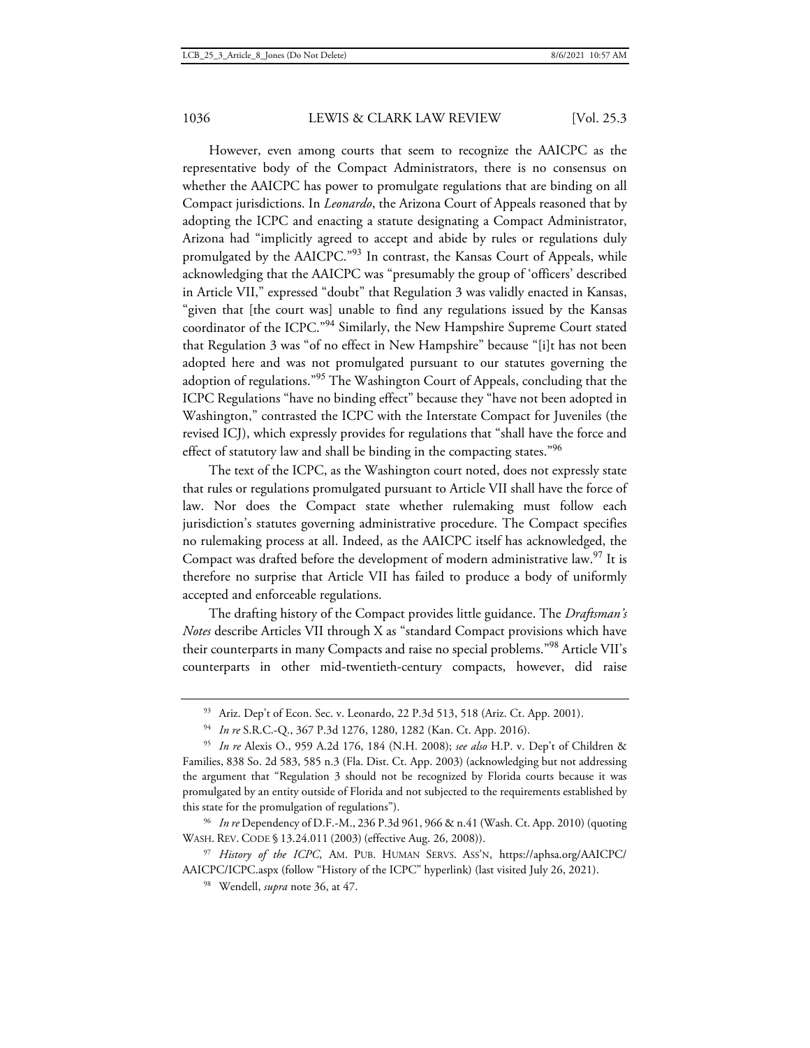However, even among courts that seem to recognize the AAICPC as the representative body of the Compact Administrators, there is no consensus on whether the AAICPC has power to promulgate regulations that are binding on all Compact jurisdictions. In *Leonardo*, the Arizona Court of Appeals reasoned that by adopting the ICPC and enacting a statute designating a Compact Administrator, Arizona had "implicitly agreed to accept and abide by rules or regulations duly promulgated by the AAICPC."[93] In contrast, the Kansas Court of Appeals, while acknowledging that the AAICPC was "presumably the group of 'officers' described in Article VII," expressed "doubt" that Regulation 3 was validly enacted in Kansas, "given that [the court was] unable to find any regulations issued by the Kansas coordinator of the ICPC."[94] Similarly, the New Hampshire Supreme Court stated that Regulation 3 was "of no effect in New Hampshire" because "[i]t has not been adopted here and was not promulgated pursuant to our statutes governing the adoption of regulations."[95] The Washington Court of Appeals, concluding that the ICPC Regulations "have no binding effect" because they "have not been adopted in Washington," contrasted the ICPC with the Interstate Compact for Juveniles (the revised ICJ), which expressly provides for regulations that "shall have the force and effect of statutory law and shall be binding in the compacting states."[96]

The text of the ICPC, as the Washington court noted, does not expressly state that rules or regulations promulgated pursuant to Article VII shall have the force of law. Nor does the Compact state whether rulemaking must follow each jurisdiction's statutes governing administrative procedure. The Compact specifies no rulemaking process at all. Indeed, as the AAICPC itself has acknowledged, the Compact was drafted before the development of modern administrative law.[97] It is therefore no surprise that Article VII has failed to produce a body of uniformly accepted and enforceable regulations.

The drafting history of the Compact provides little guidance. The *Draftsman's Notes* describe Articles VII through X as "standard Compact provisions which have their counterparts in many Compacts and raise no special problems."[98] Article VII's counterparts in other mid-twentieth-century compacts, however, did raise

---

[93] Ariz. Dep't of Econ. Sec. v. Leonardo, 22 P.3d 513, 518 (Ariz. Ct. App. 2001).

[94] *In re* S.R.C.-Q., 367 P.3d 1276, 1280, 1282 (Kan. Ct. App. 2016).

[95] *In re* Alexis O., 959 A.2d 176, 184 (N.H. 2008); *see also* H.P. v. Dep't of Children & Families, 838 So. 2d 583, 585 n.3 (Fla. Dist. Ct. App. 2003) (acknowledging but not addressing the argument that "Regulation 3 should not be recognized by Florida courts because it was promulgated by an entity outside of Florida and not subjected to the requirements established by this state for the promulgation of regulations").

[96] *In re* Dependency of D.F.-M., 236 P.3d 961, 966 & n.41 (Wash. Ct. App. 2010) (quoting WASH. REV. CODE § 13.24.011 (2003) (effective Aug. 26, 2008)).

[97] *History of the ICPC*, AM. PUB. HUMAN SERVS. ASS'N, https://aphsa.org/AAICPC/AAICPC/ICPC.aspx (follow "History of the ICPC" hyperlink) (last visited July 26, 2021).

[98] Wendell, *supra* note 36, at 47.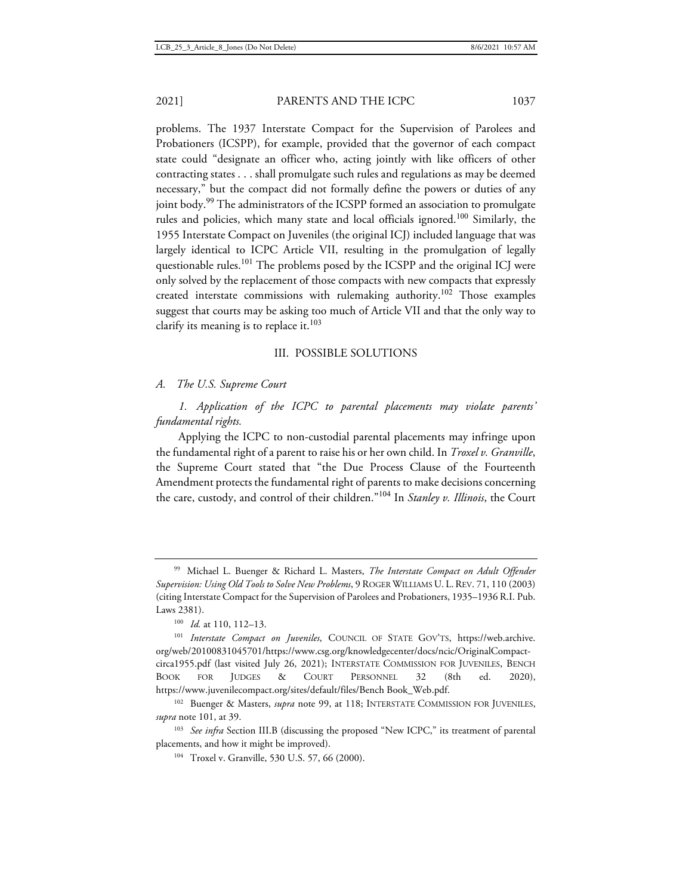problems. The 1937 Interstate Compact for the Supervision of Parolees and Probationers (ICSPP), for example, provided that the governor of each compact state could "designate an officer who, acting jointly with like officers of other contracting states . . . shall promulgate such rules and regulations as may be deemed necessary," but the compact did not formally define the powers or duties of any joint body.[99] The administrators of the ICSPP formed an association to promulgate rules and policies, which many state and local officials ignored.[100] Similarly, the 1955 Interstate Compact on Juveniles (the original ICJ) included language that was largely identical to ICPC Article VII, resulting in the promulgation of legally questionable rules.[101] The problems posed by the ICSPP and the original ICJ were only solved by the replacement of those compacts with new compacts that expressly created interstate commissions with rulemaking authority.[102] Those examples suggest that courts may be asking too much of Article VII and that the only way to clarify its meaning is to replace it.[103]

## III. POSSIBLE SOLUTIONS

### *A. The U.S. Supreme Court*

#### *1. Application of the ICPC to parental placements may violate parents' fundamental rights.*

Applying the ICPC to non-custodial parental placements may infringe upon the fundamental right of a parent to raise his or her own child. In *Troxel v. Granville*, the Supreme Court stated that "the Due Process Clause of the Fourteenth Amendment protects the fundamental right of parents to make decisions concerning the care, custody, and control of their children."[104] In *Stanley v. Illinois*, the Court

---

[99] Michael L. Buenger & Richard L. Masters, *The Interstate Compact on Adult Offender Supervision: Using Old Tools to Solve New Problems*, 9 ROGER WILLIAMS U. L. REV. 71, 110 (2003) (citing Interstate Compact for the Supervision of Parolees and Probationers, 1935–1936 R.I. Pub. Laws 2381).

[100] *Id.* at 110, 112–13.

[101] *Interstate Compact on Juveniles*, COUNCIL OF STATE GOV'TS, https://web.archive.org/web/20100831045701/https://www.csg.org/knowledgecenter/docs/ncic/OriginalCompact-circa1955.pdf (last visited July 26, 2021); INTERSTATE COMMISSION FOR JUVENILES, BENCH BOOK FOR JUDGES & COURT PERSONNEL 32 (8th ed. 2020), https://www.juvenilecompact.org/sites/default/files/Bench Book_Web.pdf.

[102] Buenger & Masters, *supra* note 99, at 118; INTERSTATE COMMISSION FOR JUVENILES, *supra* note 101, at 39.

[103] *See infra* Section III.B (discussing the proposed "New ICPC," its treatment of parental placements, and how it might be improved).

[104] Troxel v. Granville, 530 U.S. 57, 66 (2000).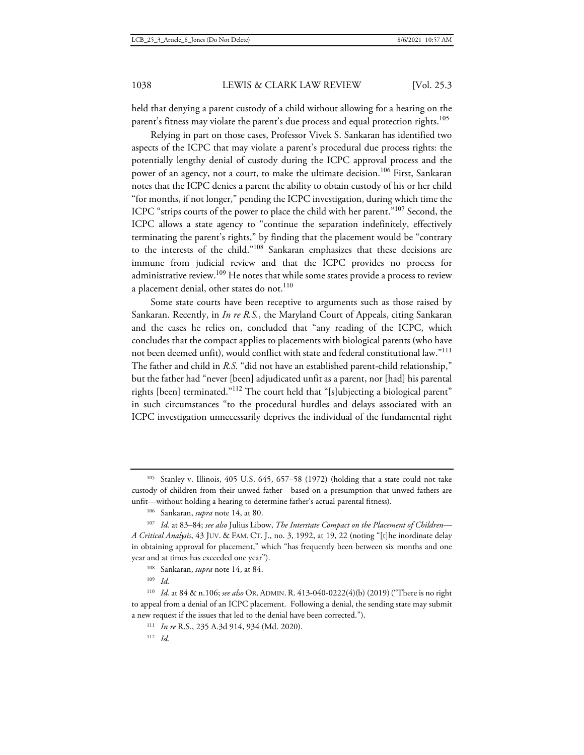held that denying a parent custody of a child without allowing for a hearing on the parent's fitness may violate the parent's due process and equal protection rights.[105]

Relying in part on those cases, Professor Vivek S. Sankaran has identified two aspects of the ICPC that may violate a parent's procedural due process rights: the potentially lengthy denial of custody during the ICPC approval process and the power of an agency, not a court, to make the ultimate decision.[106] First, Sankaran notes that the ICPC denies a parent the ability to obtain custody of his or her child "for months, if not longer," pending the ICPC investigation, during which time the ICPC "strips courts of the power to place the child with her parent."[107] Second, the ICPC allows a state agency to "continue the separation indefinitely, effectively terminating the parent's rights," by finding that the placement would be "contrary to the interests of the child."[108] Sankaran emphasizes that these decisions are immune from judicial review and that the ICPC provides no process for administrative review.[109] He notes that while some states provide a process to review a placement denial, other states do not.[110]

Some state courts have been receptive to arguments such as those raised by Sankaran. Recently, in *In re R.S.*, the Maryland Court of Appeals, citing Sankaran and the cases he relies on, concluded that "any reading of the ICPC, which concludes that the compact applies to placements with biological parents (who have not been deemed unfit), would conflict with state and federal constitutional law."[111] The father and child in *R.S.* "did not have an established parent-child relationship," but the father had "never [been] adjudicated unfit as a parent, nor [had] his parental rights [been] terminated."[112] The court held that "[s]ubjecting a biological parent" in such circumstances "to the procedural hurdles and delays associated with an ICPC investigation unnecessarily deprives the individual of the fundamental right

---

[105] Stanley v. Illinois, 405 U.S. 645, 657–58 (1972) (holding that a state could not take custody of children from their unwed father—based on a presumption that unwed fathers are unfit—without holding a hearing to determine father's actual parental fitness).

[106] Sankaran, *supra* note 14, at 80.

[107] *Id.* at 83–84; *see also* Julius Libow, *The Interstate Compact on the Placement of Children—A Critical Analysis*, 43 JUV. & FAM. CT. J., no. 3, 1992, at 19, 22 (noting "[t]he inordinate delay in obtaining approval for placement," which "has frequently been between six months and one year and at times has exceeded one year").

[108] Sankaran, *supra* note 14, at 84.

[109] *Id.*

[110] *Id.* at 84 & n.106; *see also* OR. ADMIN. R. 413-040-0222(4)(b) (2019) ("There is no right to appeal from a denial of an ICPC placement. Following a denial, the sending state may submit a new request if the issues that led to the denial have been corrected.").

[111] *In re* R.S., 235 A.3d 914, 934 (Md. 2020).

[112] *Id.*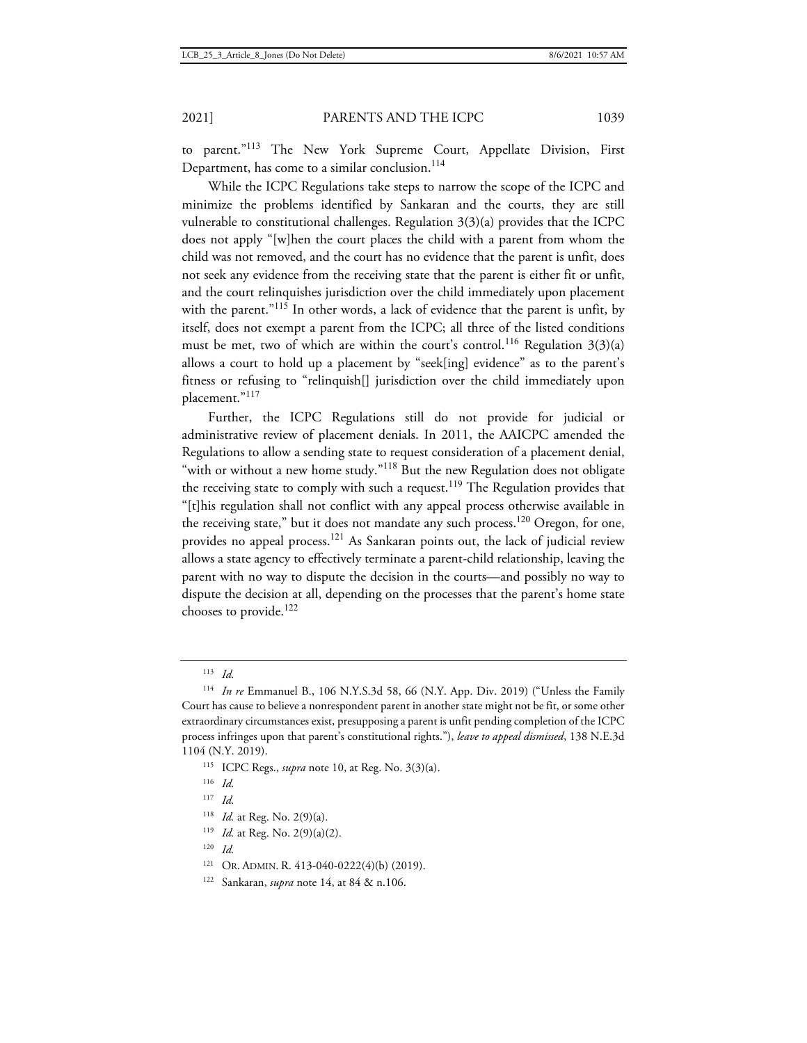to parent."[113] The New York Supreme Court, Appellate Division, First Department, has come to a similar conclusion.[114]

While the ICPC Regulations take steps to narrow the scope of the ICPC and minimize the problems identified by Sankaran and the courts, they are still vulnerable to constitutional challenges. Regulation 3(3)(a) provides that the ICPC does not apply "[w]hen the court places the child with a parent from whom the child was not removed, and the court has no evidence that the parent is unfit, does not seek any evidence from the receiving state that the parent is either fit or unfit, and the court relinquishes jurisdiction over the child immediately upon placement with the parent."[115] In other words, a lack of evidence that the parent is unfit, by itself, does not exempt a parent from the ICPC; all three of the listed conditions must be met, two of which are within the court's control.[116] Regulation 3(3)(a) allows a court to hold up a placement by "seek[ing] evidence" as to the parent's fitness or refusing to "relinquish[] jurisdiction over the child immediately upon placement."[117]

Further, the ICPC Regulations still do not provide for judicial or administrative review of placement denials. In 2011, the AAICPC amended the Regulations to allow a sending state to request consideration of a placement denial, "with or without a new home study."[118] But the new Regulation does not obligate the receiving state to comply with such a request.[119] The Regulation provides that "[t]his regulation shall not conflict with any appeal process otherwise available in the receiving state," but it does not mandate any such process.[120] Oregon, for one, provides no appeal process.[121] As Sankaran points out, the lack of judicial review allows a state agency to effectively terminate a parent-child relationship, leaving the parent with no way to dispute the decision in the courts—and possibly no way to dispute the decision at all, depending on the processes that the parent's home state chooses to provide.[122]

---

[113] *Id.*

[114] *In re* Emmanuel B., 106 N.Y.S.3d 58, 66 (N.Y. App. Div. 2019) ("Unless the Family Court has cause to believe a nonrespondent parent in another state might not be fit, or some other extraordinary circumstances exist, presupposing a parent is unfit pending completion of the ICPC process infringes upon that parent's constitutional rights."), *leave to appeal dismissed*, 138 N.E.3d 1104 (N.Y. 2019).

[115] ICPC Regs., *supra* note 10, at Reg. No. 3(3)(a).

[116] *Id.*

[117] *Id.*

[118] *Id.* at Reg. No. 2(9)(a).

[119] *Id.* at Reg. No. 2(9)(a)(2).

[120] *Id.*

[121] OR. ADMIN. R. 413-040-0222(4)(b) (2019).

[122] Sankaran, *supra* note 14, at 84 & n.106.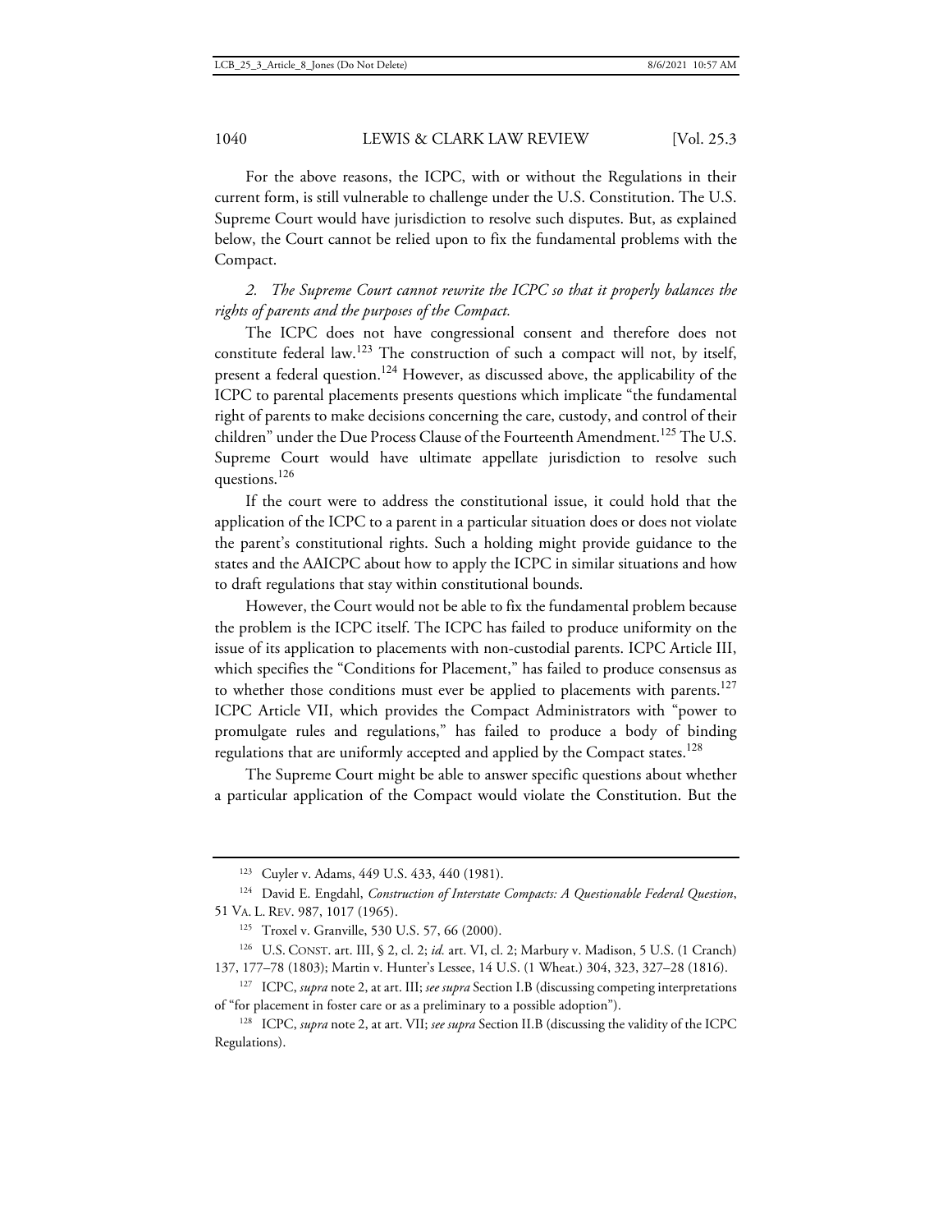For the above reasons, the ICPC, with or without the Regulations in their current form, is still vulnerable to challenge under the U.S. Constitution. The U.S. Supreme Court would have jurisdiction to resolve such disputes. But, as explained below, the Court cannot be relied upon to fix the fundamental problems with the Compact.

*2. The Supreme Court cannot rewrite the ICPC so that it properly balances the rights of parents and the purposes of the Compact.*

The ICPC does not have congressional consent and therefore does not constitute federal law.[123] The construction of such a compact will not, by itself, present a federal question.[124] However, as discussed above, the applicability of the ICPC to parental placements presents questions which implicate "the fundamental right of parents to make decisions concerning the care, custody, and control of their children" under the Due Process Clause of the Fourteenth Amendment.[125] The U.S. Supreme Court would have ultimate appellate jurisdiction to resolve such questions.[126]

If the court were to address the constitutional issue, it could hold that the application of the ICPC to a parent in a particular situation does or does not violate the parent's constitutional rights. Such a holding might provide guidance to the states and the AAICPC about how to apply the ICPC in similar situations and how to draft regulations that stay within constitutional bounds.

However, the Court would not be able to fix the fundamental problem because the problem is the ICPC itself. The ICPC has failed to produce uniformity on the issue of its application to placements with non-custodial parents. ICPC Article III, which specifies the "Conditions for Placement," has failed to produce consensus as to whether those conditions must ever be applied to placements with parents.[127] ICPC Article VII, which provides the Compact Administrators with "power to promulgate rules and regulations," has failed to produce a body of binding regulations that are uniformly accepted and applied by the Compact states.[128]

The Supreme Court might be able to answer specific questions about whether a particular application of the Compact would violate the Constitution. But the

---

[123] Cuyler v. Adams, 449 U.S. 433, 440 (1981).

[124] David E. Engdahl, *Construction of Interstate Compacts: A Questionable Federal Question*, 51 VA. L. REV. 987, 1017 (1965).

[125] Troxel v. Granville, 530 U.S. 57, 66 (2000).

[126] U.S. CONST. art. III, § 2, cl. 2; *id.* art. VI, cl. 2; Marbury v. Madison, 5 U.S. (1 Cranch) 137, 177–78 (1803); Martin v. Hunter's Lessee, 14 U.S. (1 Wheat.) 304, 323, 327–28 (1816).

[127] ICPC, *supra* note 2, at art. III; *see supra* Section I.B (discussing competing interpretations of "for placement in foster care or as a preliminary to a possible adoption").

[128] ICPC, *supra* note 2, at art. VII; *see supra* Section II.B (discussing the validity of the ICPC Regulations).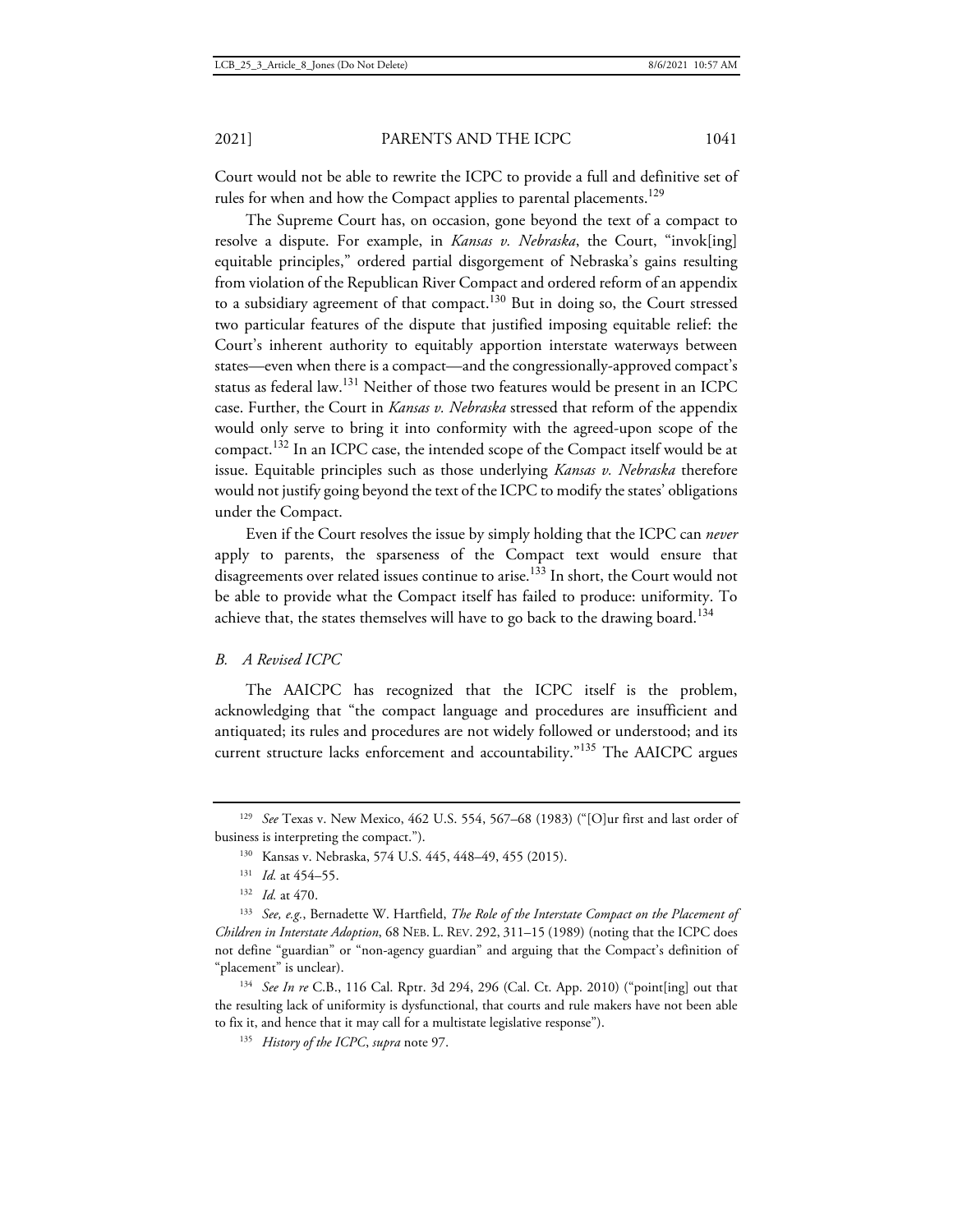Court would not be able to rewrite the ICPC to provide a full and definitive set of rules for when and how the Compact applies to parental placements.[129]

The Supreme Court has, on occasion, gone beyond the text of a compact to resolve a dispute. For example, in *Kansas v. Nebraska*, the Court, "invok[ing] equitable principles," ordered partial disgorgement of Nebraska's gains resulting from violation of the Republican River Compact and ordered reform of an appendix to a subsidiary agreement of that compact.[130] But in doing so, the Court stressed two particular features of the dispute that justified imposing equitable relief: the Court's inherent authority to equitably apportion interstate waterways between states—even when there is a compact—and the congressionally-approved compact's status as federal law.[131] Neither of those two features would be present in an ICPC case. Further, the Court in *Kansas v. Nebraska* stressed that reform of the appendix would only serve to bring it into conformity with the agreed-upon scope of the compact.[132] In an ICPC case, the intended scope of the Compact itself would be at issue. Equitable principles such as those underlying *Kansas v. Nebraska* therefore would not justify going beyond the text of the ICPC to modify the states' obligations under the Compact.

Even if the Court resolves the issue by simply holding that the ICPC can *never* apply to parents, the sparseness of the Compact text would ensure that disagreements over related issues continue to arise.[133] In short, the Court would not be able to provide what the Compact itself has failed to produce: uniformity. To achieve that, the states themselves will have to go back to the drawing board.[134]

### *B. A Revised ICPC*

The AAICPC has recognized that the ICPC itself is the problem, acknowledging that "the compact language and procedures are insufficient and antiquated; its rules and procedures are not widely followed or understood; and its current structure lacks enforcement and accountability."[135] The AAICPC argues

---

[129] *See* Texas v. New Mexico, 462 U.S. 554, 567–68 (1983) ("[O]ur first and last order of business is interpreting the compact.").

[130] Kansas v. Nebraska, 574 U.S. 445, 448–49, 455 (2015).

[131] *Id.* at 454–55.

[132] *Id.* at 470.

[133] *See, e.g.*, Bernadette W. Hartfield, *The Role of the Interstate Compact on the Placement of Children in Interstate Adoption*, 68 NEB. L. REV. 292, 311–15 (1989) (noting that the ICPC does not define "guardian" or "non-agency guardian" and arguing that the Compact's definition of "placement" is unclear).

[134] *See In re* C.B., 116 Cal. Rptr. 3d 294, 296 (Cal. Ct. App. 2010) ("point[ing] out that the resulting lack of uniformity is dysfunctional, that courts and rule makers have not been able to fix it, and hence that it may call for a multistate legislative response").

[135] *History of the ICPC*, *supra* note 97.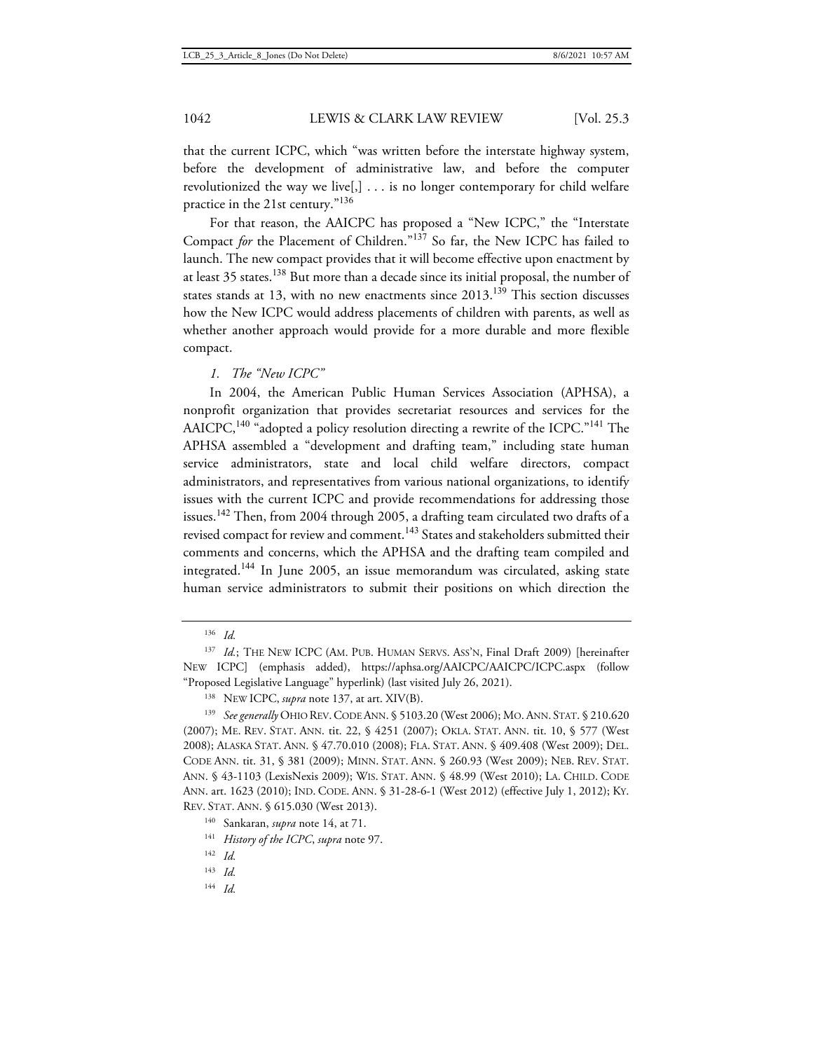that the current ICPC, which "was written before the interstate highway system, before the development of administrative law, and before the computer revolutionized the way we live[,] . . . is no longer contemporary for child welfare practice in the 21st century."[136]

For that reason, the AAICPC has proposed a "New ICPC," the "Interstate Compact *for* the Placement of Children."[137] So far, the New ICPC has failed to launch. The new compact provides that it will become effective upon enactment by at least 35 states.[138] But more than a decade since its initial proposal, the number of states stands at 13, with no new enactments since 2013.[139] This section discusses how the New ICPC would address placements of children with parents, as well as whether another approach would provide for a more durable and more flexible compact.

*1. The "New ICPC"*

In 2004, the American Public Human Services Association (APHSA), a nonprofit organization that provides secretariat resources and services for the AAICPC,[140] "adopted a policy resolution directing a rewrite of the ICPC."[141] The APHSA assembled a "development and drafting team," including state human service administrators, state and local child welfare directors, compact administrators, and representatives from various national organizations, to identify issues with the current ICPC and provide recommendations for addressing those issues.[142] Then, from 2004 through 2005, a drafting team circulated two drafts of a revised compact for review and comment.[143] States and stakeholders submitted their comments and concerns, which the APHSA and the drafting team compiled and integrated.[144] In June 2005, an issue memorandum was circulated, asking state human service administrators to submit their positions on which direction the

---

[136] *Id.*

[137] *Id.*; THE NEW ICPC (AM. PUB. HUMAN SERVS. ASS'N, Final Draft 2009) [hereinafter NEW ICPC] (emphasis added), https://aphsa.org/AAICPC/AAICPC/ICPC.aspx (follow "Proposed Legislative Language" hyperlink) (last visited July 26, 2021).

[138] NEW ICPC, *supra* note 137, at art. XIV(B).

[139] *See generally* OHIO REV. CODE ANN. § 5103.20 (West 2006); MO. ANN. STAT. § 210.620 (2007); ME. REV. STAT. ANN. tit. 22, § 4251 (2007); OKLA. STAT. ANN. tit. 10, § 577 (West 2008); ALASKA STAT. ANN. § 47.70.010 (2008); FLA. STAT. ANN. § 409.408 (West 2009); DEL. CODE ANN. tit. 31, § 381 (2009); MINN. STAT. ANN. § 260.93 (West 2009); NEB. REV. STAT. ANN. § 43-1103 (LexisNexis 2009); WIS. STAT. ANN. § 48.99 (West 2010); LA. CHILD. CODE ANN. art. 1623 (2010); IND. CODE. ANN. § 31-28-6-1 (West 2012) (effective July 1, 2012); KY. REV. STAT. ANN. § 615.030 (West 2013).

[140] Sankaran, *supra* note 14, at 71.

[141] *History of the ICPC*, *supra* note 97.

[142] *Id.*

[143] *Id.*

[144] *Id.*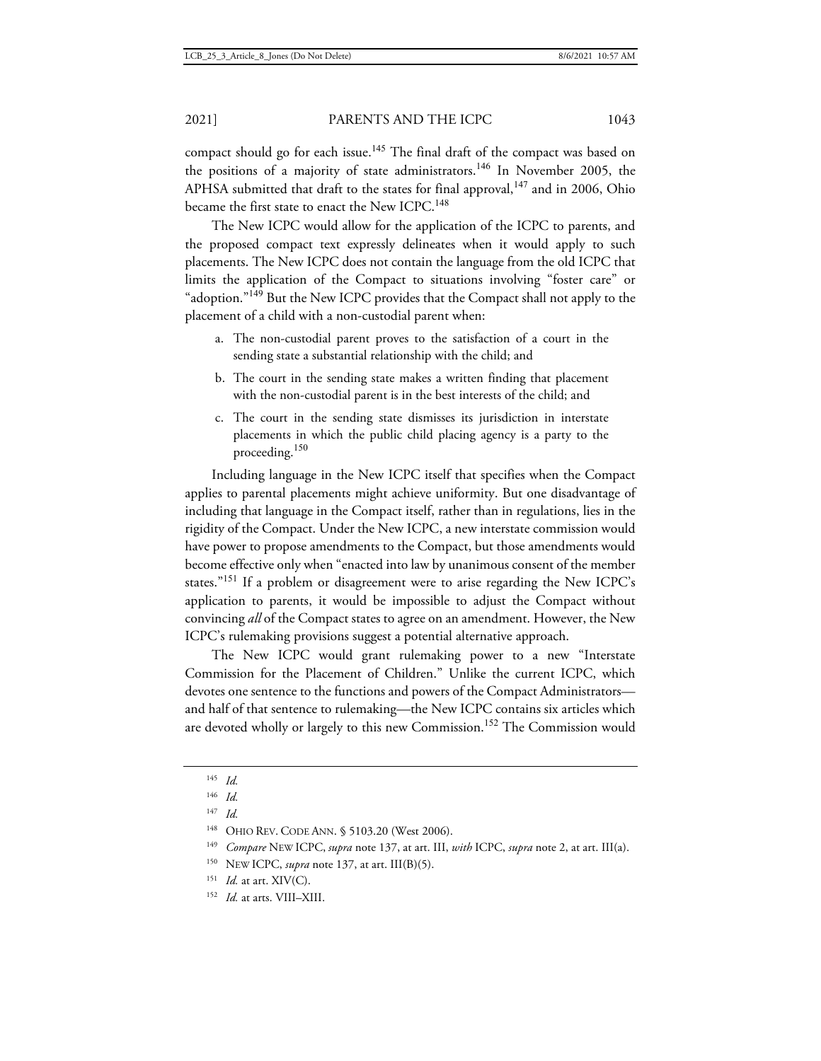compact should go for each issue.[145] The final draft of the compact was based on the positions of a majority of state administrators.[146] In November 2005, the APHSA submitted that draft to the states for final approval,[147] and in 2006, Ohio became the first state to enact the New ICPC.[148]

The New ICPC would allow for the application of the ICPC to parents, and the proposed compact text expressly delineates when it would apply to such placements. The New ICPC does not contain the language from the old ICPC that limits the application of the Compact to situations involving "foster care" or "adoption."[149] But the New ICPC provides that the Compact shall not apply to the placement of a child with a non-custodial parent when:

> a. The non-custodial parent proves to the satisfaction of a court in the sending state a substantial relationship with the child; and
>
> b. The court in the sending state makes a written finding that placement with the non-custodial parent is in the best interests of the child; and
>
> c. The court in the sending state dismisses its jurisdiction in interstate placements in which the public child placing agency is a party to the proceeding.[150]

Including language in the New ICPC itself that specifies when the Compact applies to parental placements might achieve uniformity. But one disadvantage of including that language in the Compact itself, rather than in regulations, lies in the rigidity of the Compact. Under the New ICPC, a new interstate commission would have power to propose amendments to the Compact, but those amendments would become effective only when "enacted into law by unanimous consent of the member states."[151] If a problem or disagreement were to arise regarding the New ICPC's application to parents, it would be impossible to adjust the Compact without convincing *all* of the Compact states to agree on an amendment. However, the New ICPC's rulemaking provisions suggest a potential alternative approach.

The New ICPC would grant rulemaking power to a new "Interstate Commission for the Placement of Children." Unlike the current ICPC, which devotes one sentence to the functions and powers of the Compact Administrators—and half of that sentence to rulemaking—the New ICPC contains six articles which are devoted wholly or largely to this new Commission.[152] The Commission would

---

[145] *Id.*

[146] *Id.*

[147] *Id.*

[148] OHIO REV. CODE ANN. § 5103.20 (West 2006).

[149] *Compare* NEW ICPC, *supra* note 137, at art. III, *with* ICPC, *supra* note 2, at art. III(a).

[150] NEW ICPC, *supra* note 137, at art. III(B)(5).

[151] *Id.* at art. XIV(C).

[152] *Id.* at arts. VIII–XIII.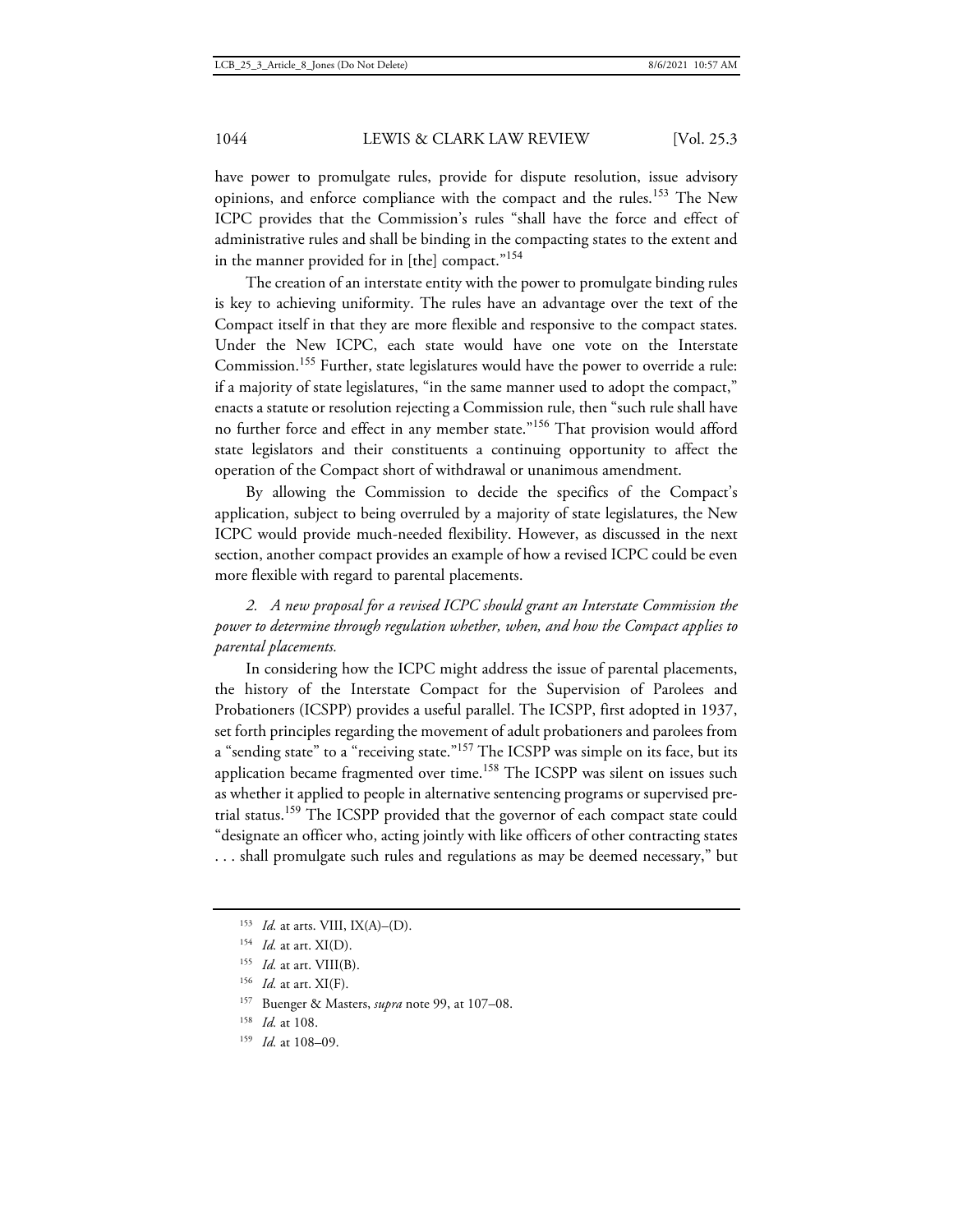have power to promulgate rules, provide for dispute resolution, issue advisory opinions, and enforce compliance with the compact and the rules.[153] The New ICPC provides that the Commission's rules "shall have the force and effect of administrative rules and shall be binding in the compacting states to the extent and in the manner provided for in [the] compact."[154]

The creation of an interstate entity with the power to promulgate binding rules is key to achieving uniformity. The rules have an advantage over the text of the Compact itself in that they are more flexible and responsive to the compact states. Under the New ICPC, each state would have one vote on the Interstate Commission.[155] Further, state legislatures would have the power to override a rule: if a majority of state legislatures, "in the same manner used to adopt the compact," enacts a statute or resolution rejecting a Commission rule, then "such rule shall have no further force and effect in any member state."[156] That provision would afford state legislators and their constituents a continuing opportunity to affect the operation of the Compact short of withdrawal or unanimous amendment.

By allowing the Commission to decide the specifics of the Compact's application, subject to being overruled by a majority of state legislatures, the New ICPC would provide much-needed flexibility. However, as discussed in the next section, another compact provides an example of how a revised ICPC could be even more flexible with regard to parental placements.

*2. A new proposal for a revised ICPC should grant an Interstate Commission the power to determine through regulation whether, when, and how the Compact applies to parental placements.*

In considering how the ICPC might address the issue of parental placements, the history of the Interstate Compact for the Supervision of Parolees and Probationers (ICSPP) provides a useful parallel. The ICSPP, first adopted in 1937, set forth principles regarding the movement of adult probationers and parolees from a "sending state" to a "receiving state."[157] The ICSPP was simple on its face, but its application became fragmented over time.[158] The ICSPP was silent on issues such as whether it applied to people in alternative sentencing programs or supervised pre-trial status.[159] The ICSPP provided that the governor of each compact state could "designate an officer who, acting jointly with like officers of other contracting states . . . shall promulgate such rules and regulations as may be deemed necessary," but

[153] *Id.* at arts. VIII, IX(A)–(D).

[154] *Id.* at art. XI(D).

[155] *Id.* at art. VIII(B).

[156] *Id.* at art. XI(F).

[157] Buenger & Masters, *supra* note 99, at 107–08.

[158] *Id.* at 108.

[159] *Id.* at 108–09.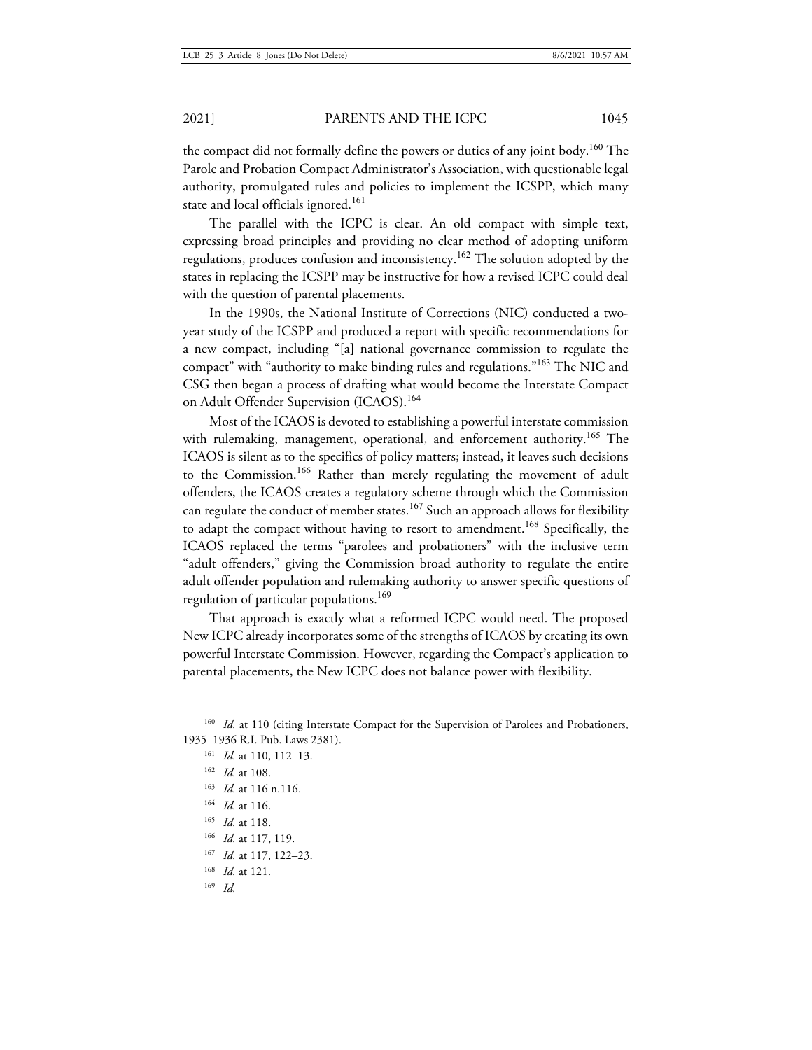the compact did not formally define the powers or duties of any joint body.[160] The Parole and Probation Compact Administrator's Association, with questionable legal authority, promulgated rules and policies to implement the ICSPP, which many state and local officials ignored.[161]

The parallel with the ICPC is clear. An old compact with simple text, expressing broad principles and providing no clear method of adopting uniform regulations, produces confusion and inconsistency.[162] The solution adopted by the states in replacing the ICSPP may be instructive for how a revised ICPC could deal with the question of parental placements.

In the 1990s, the National Institute of Corrections (NIC) conducted a two-year study of the ICSPP and produced a report with specific recommendations for a new compact, including "[a] national governance commission to regulate the compact" with "authority to make binding rules and regulations."[163] The NIC and CSG then began a process of drafting what would become the Interstate Compact on Adult Offender Supervision (ICAOS).[164]

Most of the ICAOS is devoted to establishing a powerful interstate commission with rulemaking, management, operational, and enforcement authority.[165] The ICAOS is silent as to the specifics of policy matters; instead, it leaves such decisions to the Commission.[166] Rather than merely regulating the movement of adult offenders, the ICAOS creates a regulatory scheme through which the Commission can regulate the conduct of member states.[167] Such an approach allows for flexibility to adapt the compact without having to resort to amendment.[168] Specifically, the ICAOS replaced the terms "parolees and probationers" with the inclusive term "adult offenders," giving the Commission broad authority to regulate the entire adult offender population and rulemaking authority to answer specific questions of regulation of particular populations.[169]

That approach is exactly what a reformed ICPC would need. The proposed New ICPC already incorporates some of the strengths of ICAOS by creating its own powerful Interstate Commission. However, regarding the Compact's application to parental placements, the New ICPC does not balance power with flexibility.

---

[160] *Id.* at 110 (citing Interstate Compact for the Supervision of Parolees and Probationers, 1935–1936 R.I. Pub. Laws 2381).

[161] *Id.* at 110, 112–13.

[162] *Id.* at 108.

[163] *Id.* at 116 n.116.

[164] *Id.* at 116.

[165] *Id.* at 118.

[166] *Id.* at 117, 119.

[167] *Id.* at 117, 122–23.

[168] *Id.* at 121.

[169] *Id.*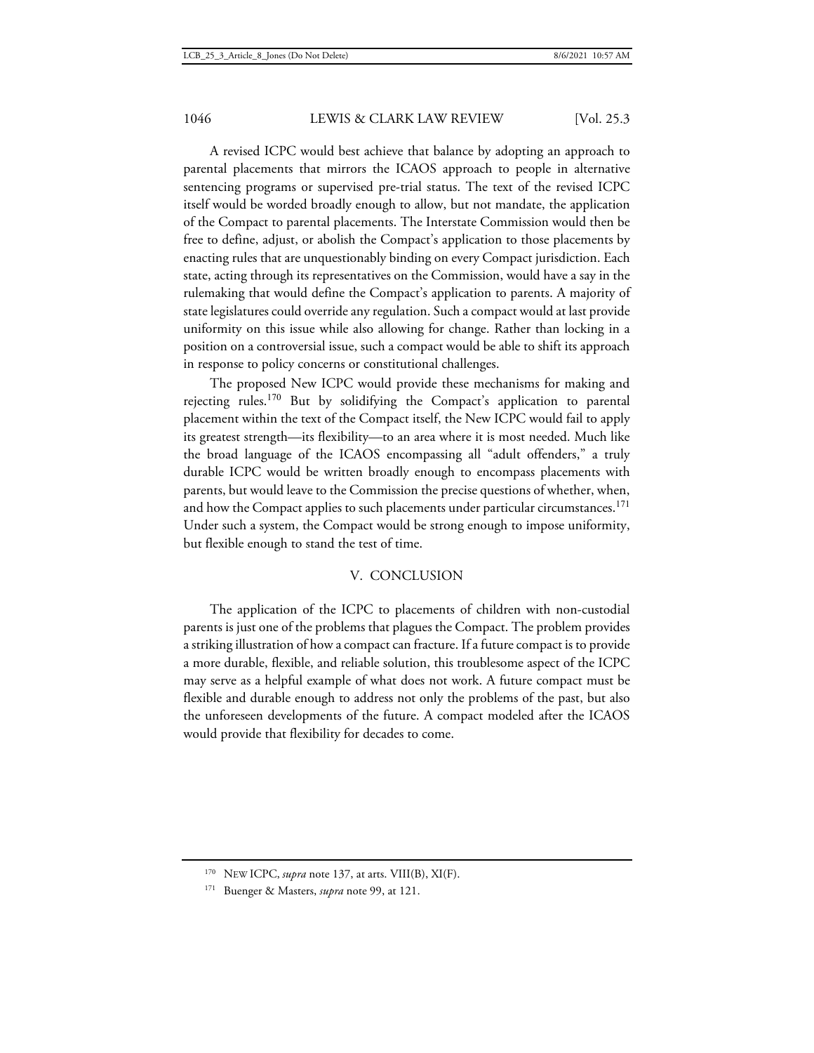A revised ICPC would best achieve that balance by adopting an approach to parental placements that mirrors the ICAOS approach to people in alternative sentencing programs or supervised pre-trial status. The text of the revised ICPC itself would be worded broadly enough to allow, but not mandate, the application of the Compact to parental placements. The Interstate Commission would then be free to define, adjust, or abolish the Compact's application to those placements by enacting rules that are unquestionably binding on every Compact jurisdiction. Each state, acting through its representatives on the Commission, would have a say in the rulemaking that would define the Compact's application to parents. A majority of state legislatures could override any regulation. Such a compact would at last provide uniformity on this issue while also allowing for change. Rather than locking in a position on a controversial issue, such a compact would be able to shift its approach in response to policy concerns or constitutional challenges.

The proposed New ICPC would provide these mechanisms for making and rejecting rules.[170] But by solidifying the Compact's application to parental placement within the text of the Compact itself, the New ICPC would fail to apply its greatest strength—its flexibility—to an area where it is most needed. Much like the broad language of the ICAOS encompassing all "adult offenders," a truly durable ICPC would be written broadly enough to encompass placements with parents, but would leave to the Commission the precise questions of whether, when, and how the Compact applies to such placements under particular circumstances.[171] Under such a system, the Compact would be strong enough to impose uniformity, but flexible enough to stand the test of time.

## V. CONCLUSION

The application of the ICPC to placements of children with non-custodial parents is just one of the problems that plagues the Compact. The problem provides a striking illustration of how a compact can fracture. If a future compact is to provide a more durable, flexible, and reliable solution, this troublesome aspect of the ICPC may serve as a helpful example of what does not work. A future compact must be flexible and durable enough to address not only the problems of the past, but also the unforeseen developments of the future. A compact modeled after the ICAOS would provide that flexibility for decades to come.

---

[170] NEW ICPC, *supra* note 137, at arts. VIII(B), XI(F).

[171] Buenger & Masters, *supra* note 99, at 121.